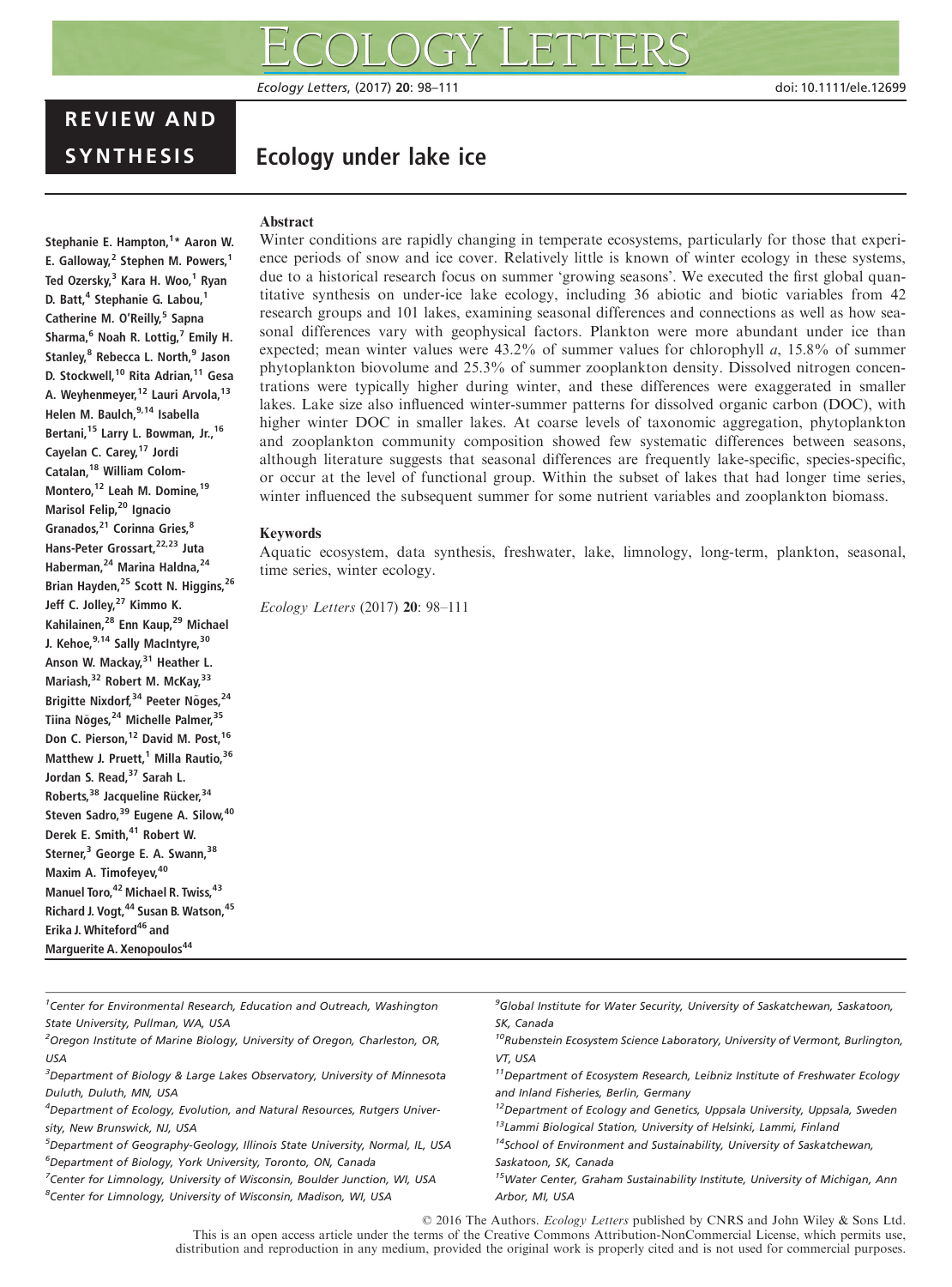REVIEW AND SYNTHESIS

# Ecology under lake ice

Stephanie E. Hampton,[1]* Aaron W. E. Galloway,[2] Stephen M. Powers,[1] Ted Ozersky,[3] Kara H. Woo,[1] Ryan D. Batt,[4] Stephanie G. Labou,[1] Catherine M. O'Reilly,[5] Sapna Sharma,[6] Noah R. Lottig,[7] Emily H. Stanley,[8] Rebecca L. North,[9] Jason D. Stockwell,[10] Rita Adrian,[11] Gesa A. Weyhenmeyer,[12] Lauri Arvola,[13] Helen M. Baulch,[9,14] Isabella Bertani,[15] Larry L. Bowman, Jr.,[16] Cayelan C. Carey,[17] Jordi Catalan,[18] William Colom-Montero,[12] Leah M. Domine,[19] Marisol Felip,[20] Ignacio Granados,[21] Corinna Gries,[8] Hans-Peter Grossart,[22,23] Juta Haberman,[24] Marina Haldna,[24] Brian Hayden,[25] Scott N. Higgins,[26] Jeff C. Jolley,[27] Kimmo K. Kahilainen,[28] Enn Kaup,[29] Michael J. Kehoe,[9,14] Sally MacIntyre,[30] Anson W. Mackay,[31] Heather L. Mariash,[32] Robert M. McKay,[33] Brigitte Nixdorf,[34] Peeter Nõges,[24] Tiina Nõges,[24] Michelle Palmer,[35] Don C. Pierson,[12] David M. Post,[16] Matthew J. Pruett,[1] Milla Rautio,[36] Jordan S. Read,[37] Sarah L. Roberts,[38] Jacqueline Rücker,[34] Steven Sadro,[39] Eugene A. Silow,[40] Derek E. Smith,[41] Robert W. Sterner,[3] George E. A. Swann,[38] Maxim A. Timofeyev,[40] Manuel Toro,[42] Michael R. Twiss,[43] Richard J. Vogt,[44] Susan B. Watson,[45] Erika J. Whiteford[46] and Marguerite A. Xenopoulos[44]

## Abstract

Winter conditions are rapidly changing in temperate ecosystems, particularly for those that experience periods of snow and ice cover. Relatively little is known of winter ecology in these systems, due to a historical research focus on summer 'growing seasons'. We executed the first global quantitative synthesis on under-ice lake ecology, including 36 abiotic and biotic variables from 42 research groups and 101 lakes, examining seasonal differences and connections as well as how seasonal differences vary with geophysical factors. Plankton were more abundant under ice than expected; mean winter values were 43.2% of summer values for chlorophyll *a*, 15.8% of summer phytoplankton biovolume and 25.3% of summer zooplankton density. Dissolved nitrogen concentrations were typically higher during winter, and these differences were exaggerated in smaller lakes. Lake size also influenced winter-summer patterns for dissolved organic carbon (DOC), with higher winter DOC in smaller lakes. At coarse levels of taxonomic aggregation, phytoplankton and zooplankton community composition showed few systematic differences between seasons, although literature suggests that seasonal differences are frequently lake-specific, species-specific, or occur at the level of functional group. Within the subset of lakes that had longer time series, winter influenced the subsequent summer for some nutrient variables and zooplankton biomass.

## Keywords

Aquatic ecosystem, data synthesis, freshwater, lake, limnology, long-term, plankton, seasonal, time series, winter ecology.

*Ecology Letters* (2017) **20**: 98–111

[1]Center for Environmental Research, Education and Outreach, Washington State University, Pullman, WA, USA
[2]Oregon Institute of Marine Biology, University of Oregon, Charleston, OR, USA
[3]Department of Biology & Large Lakes Observatory, University of Minnesota Duluth, Duluth, MN, USA
[4]Department of Ecology, Evolution, and Natural Resources, Rutgers University, New Brunswick, NJ, USA
[5]Department of Geography-Geology, Illinois State University, Normal, IL, USA
[6]Department of Biology, York University, Toronto, ON, Canada
[7]Center for Limnology, University of Wisconsin, Boulder Junction, WI, USA
[8]Center for Limnology, University of Wisconsin, Madison, WI, USA
[9]Global Institute for Water Security, University of Saskatchewan, Saskatoon, SK, Canada
[10]Rubenstein Ecosystem Science Laboratory, University of Vermont, Burlington, VT, USA
[11]Department of Ecosystem Research, Leibniz Institute of Freshwater Ecology and Inland Fisheries, Berlin, Germany
[12]Department of Ecology and Genetics, Uppsala University, Uppsala, Sweden
[13]Lammi Biological Station, University of Helsinki, Lammi, Finland
[14]School of Environment and Sustainability, University of Saskatchewan, Saskatoon, SK, Canada
[15]Water Center, Graham Sustainability Institute, University of Michigan, Ann Arbor, MI, USA

© 2016 The Authors. *Ecology Letters* published by CNRS and John Wiley & Sons Ltd.
This is an open access article under the terms of the Creative Commons Attribution-NonCommercial License, which permits use, distribution and reproduction in any medium, provided the original work is properly cited and is not used for commercial purposes.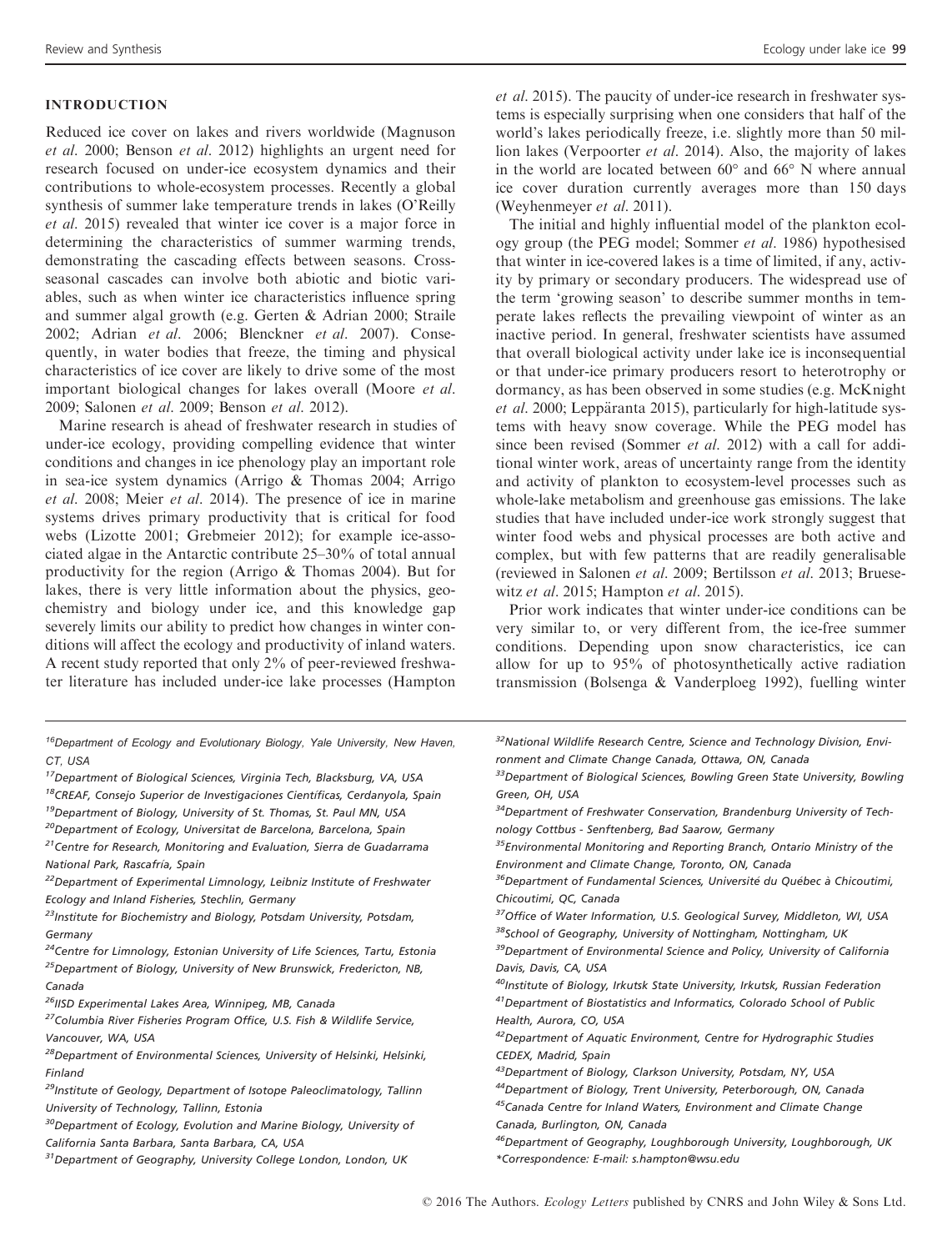## INTRODUCTION

Reduced ice cover on lakes and rivers worldwide (Magnuson *et al.* 2000; Benson *et al.* 2012) highlights an urgent need for research focused on under-ice ecosystem dynamics and their contributions to whole-ecosystem processes. Recently a global synthesis of summer lake temperature trends in lakes (O'Reilly *et al.* 2015) revealed that winter ice cover is a major force in determining the characteristics of summer warming trends, demonstrating the cascading effects between seasons. Cross-seasonal cascades can involve both abiotic and biotic variables, such as when winter ice characteristics influence spring and summer algal growth (e.g. Gerten & Adrian 2000; Straile 2002; Adrian *et al.* 2006; Blenckner *et al.* 2007). Consequently, in water bodies that freeze, the timing and physical characteristics of ice cover are likely to drive some of the most important biological changes for lakes overall (Moore *et al.* 2009; Salonen *et al.* 2009; Benson *et al.* 2012).

Marine research is ahead of freshwater research in studies of under-ice ecology, providing compelling evidence that winter conditions and changes in ice phenology play an important role in sea-ice system dynamics (Arrigo & Thomas 2004; Arrigo *et al.* 2008; Meier *et al.* 2014). The presence of ice in marine systems drives primary productivity that is critical for food webs (Lizotte 2001; Grebmeier 2012); for example ice-associated algae in the Antarctic contribute 25–30% of total annual productivity for the region (Arrigo & Thomas 2004). But for lakes, there is very little information about the physics, geochemistry and biology under ice, and this knowledge gap severely limits our ability to predict how changes in winter conditions will affect the ecology and productivity of inland waters. A recent study reported that only 2% of peer-reviewed freshwater literature has included under-ice lake processes (Hampton *et al.* 2015). The paucity of under-ice research in freshwater systems is especially surprising when one considers that half of the world's lakes periodically freeze, i.e. slightly more than 50 million lakes (Verpoorter *et al.* 2014). Also, the majority of lakes in the world are located between 60° and 66° N where annual ice cover duration currently averages more than 150 days (Weyhenmeyer *et al.* 2011).

The initial and highly influential model of the plankton ecology group (the PEG model; Sommer *et al.* 1986) hypothesised that winter in ice-covered lakes is a time of limited, if any, activity by primary or secondary producers. The widespread use of the term 'growing season' to describe summer months in temperate lakes reflects the prevailing viewpoint of winter as an inactive period. In general, freshwater scientists have assumed that overall biological activity under lake ice is inconsequential or that under-ice primary producers resort to heterotrophy or dormancy, as has been observed in some studies (e.g. McKnight *et al.* 2000; Leppäranta 2015), particularly for high-latitude systems with heavy snow coverage. While the PEG model has since been revised (Sommer *et al.* 2012) with a call for additional winter work, areas of uncertainty range from the identity and activity of plankton to ecosystem-level processes such as whole-lake metabolism and greenhouse gas emissions. The lake studies that have included under-ice work strongly suggest that winter food webs and physical processes are both active and complex, but with few patterns that are readily generalisable (reviewed in Salonen *et al.* 2009; Bertilsson *et al.* 2013; Bruesewitz *et al.* 2015; Hampton *et al.* 2015).

Prior work indicates that winter under-ice conditions can be very similar to, or very different from, the ice-free summer conditions. Depending upon snow characteristics, ice can allow for up to 95% of photosynthetically active radiation transmission (Bolsenga & Vanderploeg 1992), fuelling winter

---

[16]Department of Ecology and Evolutionary Biology, Yale University, New Haven, CT, USA
[17]Department of Biological Sciences, Virginia Tech, Blacksburg, VA, USA
[18]CREAF, Consejo Superior de Investigaciones Científicas, Cerdanyola, Spain
[19]Department of Biology, University of St. Thomas, St. Paul MN, USA
[20]Department of Ecology, Universitat de Barcelona, Barcelona, Spain
[21]Centre for Research, Monitoring and Evaluation, Sierra de Guadarrama National Park, Rascafría, Spain
[22]Department of Experimental Limnology, Leibniz Institute of Freshwater Ecology and Inland Fisheries, Stechlin, Germany
[23]Institute for Biochemistry and Biology, Potsdam University, Potsdam, Germany
[24]Centre for Limnology, Estonian University of Life Sciences, Tartu, Estonia
[25]Department of Biology, University of New Brunswick, Fredericton, NB, Canada
[26]IISD Experimental Lakes Area, Winnipeg, MB, Canada
[27]Columbia River Fisheries Program Office, U.S. Fish & Wildlife Service, Vancouver, WA, USA
[28]Department of Environmental Sciences, University of Helsinki, Helsinki, Finland
[29]Institute of Geology, Department of Isotope Paleoclimatology, Tallinn University of Technology, Tallinn, Estonia
[30]Department of Ecology, Evolution and Marine Biology, University of California Santa Barbara, Santa Barbara, CA, USA
[31]Department of Geography, University College London, London, UK
[32]National Wildlife Research Centre, Science and Technology Division, Environment and Climate Change Canada, Ottawa, ON, Canada
[33]Department of Biological Sciences, Bowling Green State University, Bowling Green, OH, USA
[34]Department of Freshwater Conservation, Brandenburg University of Technology Cottbus - Senftenberg, Bad Saarow, Germany
[35]Environmental Monitoring and Reporting Branch, Ontario Ministry of the Environment and Climate Change, Toronto, ON, Canada
[36]Department of Fundamental Sciences, Université du Québec à Chicoutimi, Chicoutimi, QC, Canada
[37]Office of Water Information, U.S. Geological Survey, Middleton, WI, USA
[38]School of Geography, University of Nottingham, Nottingham, UK
[39]Department of Environmental Science and Policy, University of California Davis, Davis, CA, USA
[40]Institute of Biology, Irkutsk State University, Irkutsk, Russian Federation
[41]Department of Biostatistics and Informatics, Colorado School of Public Health, Aurora, CO, USA
[42]Department of Aquatic Environment, Centre for Hydrographic Studies CEDEX, Madrid, Spain
[43]Department of Biology, Clarkson University, Potsdam, NY, USA
[44]Department of Biology, Trent University, Peterborough, ON, Canada
[45]Canada Centre for Inland Waters, Environment and Climate Change Canada, Burlington, ON, Canada
[46]Department of Geography, Loughborough University, Loughborough, UK
*Correspondence: E-mail: s.hampton@wsu.edu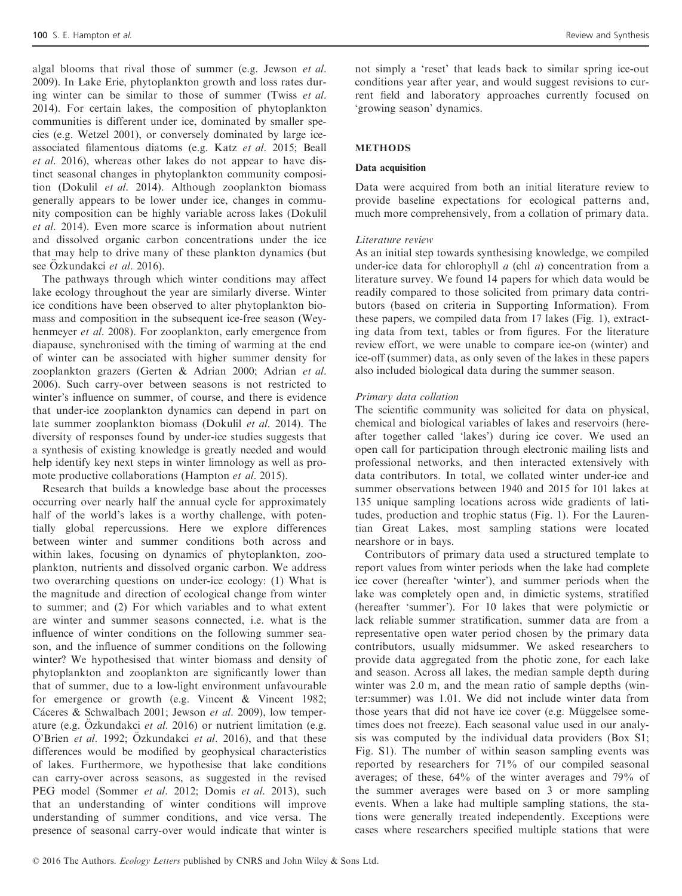algal blooms that rival those of summer (e.g. Jewson *et al.* 2009). In Lake Erie, phytoplankton growth and loss rates during winter can be similar to those of summer (Twiss *et al.* 2014). For certain lakes, the composition of phytoplankton communities is different under ice, dominated by smaller species (e.g. Wetzel 2001), or conversely dominated by large ice-associated filamentous diatoms (e.g. Katz *et al.* 2015; Beall *et al.* 2016), whereas other lakes do not appear to have distinct seasonal changes in phytoplankton community composition (Dokulil *et al.* 2014). Although zooplankton biomass generally appears to be lower under ice, changes in community composition can be highly variable across lakes (Dokulil *et al.* 2014). Even more scarce is information about nutrient and dissolved organic carbon concentrations under the ice that may help to drive many of these plankton dynamics (but see Özkundakci *et al.* 2016).

The pathways through which winter conditions may affect lake ecology throughout the year are similarly diverse. Winter ice conditions have been observed to alter phytoplankton biomass and composition in the subsequent ice-free season (Weyhenmeyer *et al.* 2008). For zooplankton, early emergence from diapause, synchronised with the timing of warming at the end of winter can be associated with higher summer density for zooplankton grazers (Gerten & Adrian 2000; Adrian *et al.* 2006). Such carry-over between seasons is not restricted to winter's influence on summer, of course, and there is evidence that under-ice zooplankton dynamics can depend in part on late summer zooplankton biomass (Dokulil *et al.* 2014). The diversity of responses found by under-ice studies suggests that a synthesis of existing knowledge is greatly needed and would help identify key next steps in winter limnology as well as promote productive collaborations (Hampton *et al.* 2015).

Research that builds a knowledge base about the processes occurring over nearly half the annual cycle for approximately half of the world's lakes is a worthy challenge, with potentially global repercussions. Here we explore differences between winter and summer conditions both across and within lakes, focusing on dynamics of phytoplankton, zooplankton, nutrients and dissolved organic carbon. We address two overarching questions on under-ice ecology: (1) What is the magnitude and direction of ecological change from winter to summer; and (2) For which variables and to what extent are winter and summer seasons connected, i.e. what is the influence of winter conditions on the following summer season, and the influence of summer conditions on the following winter? We hypothesised that winter biomass and density of phytoplankton and zooplankton are significantly lower than that of summer, due to a low-light environment unfavourable for emergence or growth (e.g. Vincent & Vincent 1982; Cáceres & Schwalbach 2001; Jewson *et al.* 2009), low temperature (e.g. Özkundakci *et al.* 2016) or nutrient limitation (e.g. O'Brien *et al.* 1992; Özkundakci *et al.* 2016), and that these differences would be modified by geophysical characteristics of lakes. Furthermore, we hypothesise that lake conditions can carry-over across seasons, as suggested in the revised PEG model (Sommer *et al.* 2012; Domis *et al.* 2013), such that an understanding of winter conditions will improve understanding of summer conditions, and vice versa. The presence of seasonal carry-over would indicate that winter is not simply a 'reset' that leads back to similar spring ice-out conditions year after year, and would suggest revisions to current field and laboratory approaches currently focused on 'growing season' dynamics.

## METHODS

### Data acquisition

Data were acquired from both an initial literature review to provide baseline expectations for ecological patterns and, much more comprehensively, from a collation of primary data.

#### *Literature review*

As an initial step towards synthesising knowledge, we compiled under-ice data for chlorophyll *a* (chl *a*) concentration from a literature survey. We found 14 papers for which data would be readily compared to those solicited from primary data contributors (based on criteria in Supporting Information). From these papers, we compiled data from 17 lakes (Fig. 1), extracting data from text, tables or from figures. For the literature review effort, we were unable to compare ice-on (winter) and ice-off (summer) data, as only seven of the lakes in these papers also included biological data during the summer season.

#### *Primary data collation*

The scientific community was solicited for data on physical, chemical and biological variables of lakes and reservoirs (hereafter together called 'lakes') during ice cover. We used an open call for participation through electronic mailing lists and professional networks, and then interacted extensively with data contributors. In total, we collated winter under-ice and summer observations between 1940 and 2015 for 101 lakes at 135 unique sampling locations across wide gradients of latitudes, production and trophic status (Fig. 1). For the Laurentian Great Lakes, most sampling stations were located nearshore or in bays.

Contributors of primary data used a structured template to report values from winter periods when the lake had complete ice cover (hereafter 'winter'), and summer periods when the lake was completely open and, in dimictic systems, stratified (hereafter 'summer'). For 10 lakes that were polymictic or lack reliable summer stratification, summer data are from a representative open water period chosen by the primary data contributors, usually midsummer. We asked researchers to provide data aggregated from the photic zone, for each lake and season. Across all lakes, the median sample depth during winter was 2.0 m, and the mean ratio of sample depths (winter:summer) was 1.01. We did not include winter data from those years that did not have ice cover (e.g. Müggelsee sometimes does not freeze). Each seasonal value used in our analysis was computed by the individual data providers (Box S1; Fig. S1). The number of within season sampling events was reported by researchers for 71% of our compiled seasonal averages; of these, 64% of the winter averages and 79% of the summer averages were based on 3 or more sampling events. When a lake had multiple sampling stations, the stations were generally treated independently. Exceptions were cases where researchers specified multiple stations that were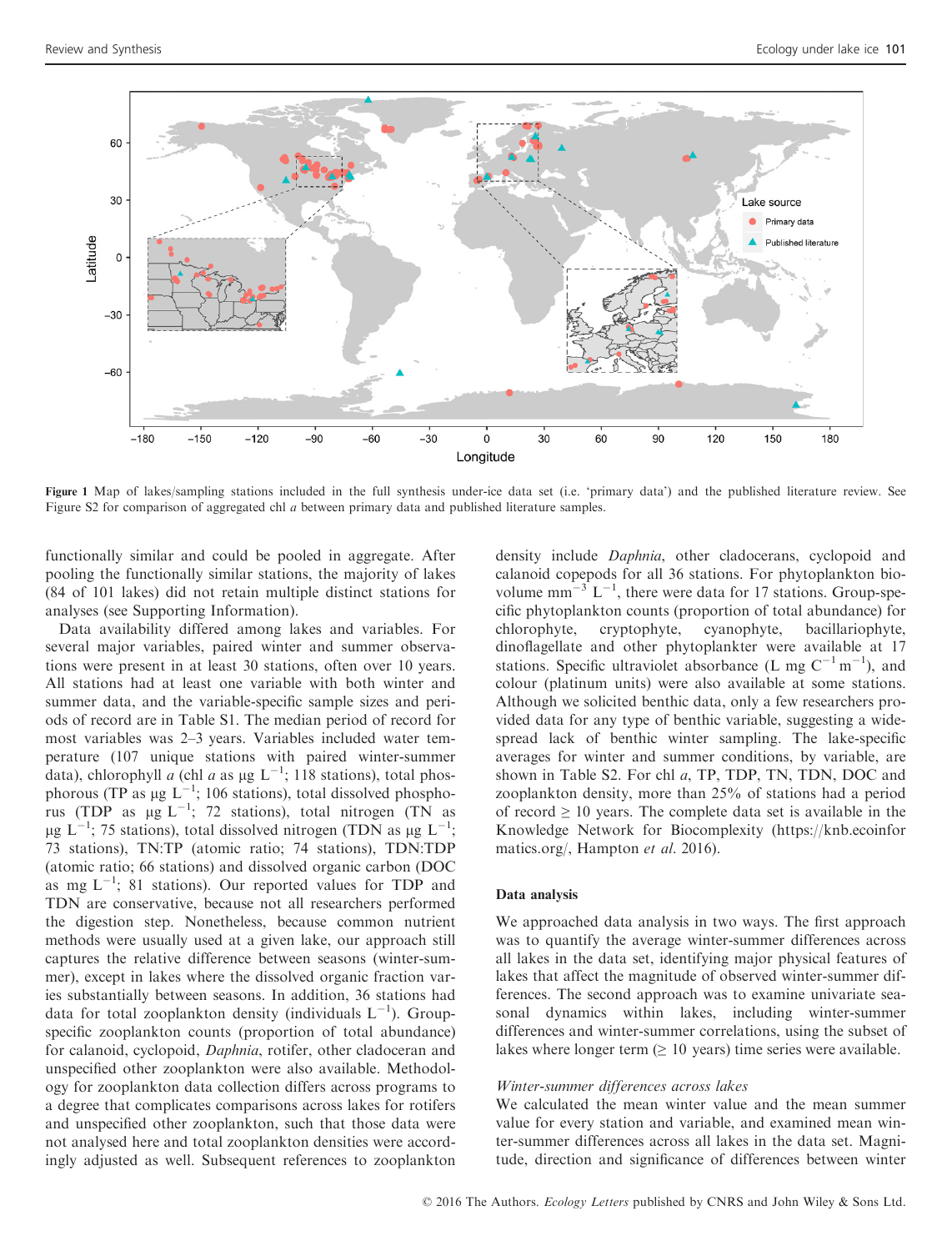Figure 1 Map of lakes/sampling stations included in the full synthesis under-ice data set (i.e. 'primary data') and the published literature review. See Figure S2 for comparison of aggregated chl *a* between primary data and published literature samples.

functionally similar and could be pooled in aggregate. After pooling the functionally similar stations, the majority of lakes (84 of 101 lakes) did not retain multiple distinct stations for analyses (see Supporting Information).

Data availability differed among lakes and variables. For several major variables, paired winter and summer observations were present in at least 30 stations, often over 10 years. All stations had at least one variable with both winter and summer data, and the variable-specific sample sizes and periods of record are in Table S1. The median period of record for most variables was 2–3 years. Variables included water temperature (107 unique stations with paired winter-summer data), chlorophyll *a* (chl *a* as μg $L^{-1}$; 118 stations), total phosphorous (TP as μg $L^{-1}$; 106 stations), total dissolved phosphorus (TDP as μg $L^{-1}$; 72 stations), total nitrogen (TN as μg $L^{-1}$; 75 stations), total dissolved nitrogen (TDN as μg $L^{-1}$; 73 stations), TN:TP (atomic ratio; 74 stations), TDN:TDP (atomic ratio; 66 stations) and dissolved organic carbon (DOC as mg $L^{-1}$; 81 stations). Our reported values for TDP and TDN are conservative, because not all researchers performed the digestion step. Nonetheless, because common nutrient methods were usually used at a given lake, our approach still captures the relative difference between seasons (winter-summer), except in lakes where the dissolved organic fraction varies substantially between seasons. In addition, 36 stations had data for total zooplankton density (individuals $L^{-1}$). Group-specific zooplankton counts (proportion of total abundance) for calanoid, cyclopoid, *Daphnia*, rotifer, other cladoceran and unspecified other zooplankton were also available. Methodology for zooplankton data collection differs across programs to a degree that complicates comparisons across lakes for rotifers and unspecified other zooplankton, such that those data were not analysed here and total zooplankton densities were accordingly adjusted as well. Subsequent references to zooplankton density include *Daphnia*, other cladocerans, cyclopoid and calanoid copepods for all 36 stations. For phytoplankton biovolume $mm^{-3}$ $L^{-1}$, there were data for 17 stations. Group-specific phytoplankton counts (proportion of total abundance) for chlorophyte, cryptophyte, cyanophyte, bacillariophyte, dinoflagellate and other phytoplankter were available at 17 stations. Specific ultraviolet absorbance (L mg $C^{-1}$ $m^{-1}$), and colour (platinum units) were also available at some stations. Although we solicited benthic data, only a few researchers provided data for any type of benthic variable, suggesting a widespread lack of benthic winter sampling. The lake-specific averages for winter and summer conditions, by variable, are shown in Table S2. For chl *a*, TP, TDP, TN, TDN, DOC and zooplankton density, more than 25% of stations had a period of record ≥ 10 years. The complete data set is available in the Knowledge Network for Biocomplexity (https://knb.ecoinformatics.org/, Hampton *et al.* 2016).

### Data analysis

We approached data analysis in two ways. The first approach was to quantify the average winter-summer differences across all lakes in the data set, identifying major physical features of lakes that affect the magnitude of observed winter-summer differences. The second approach was to examine univariate seasonal dynamics within lakes, including winter-summer differences and winter-summer correlations, using the subset of lakes where longer term (≥ 10 years) time series were available.

#### *Winter-summer differences across lakes*

We calculated the mean winter value and the mean summer value for every station and variable, and examined mean winter-summer differences across all lakes in the data set. Magnitude, direction and significance of differences between winter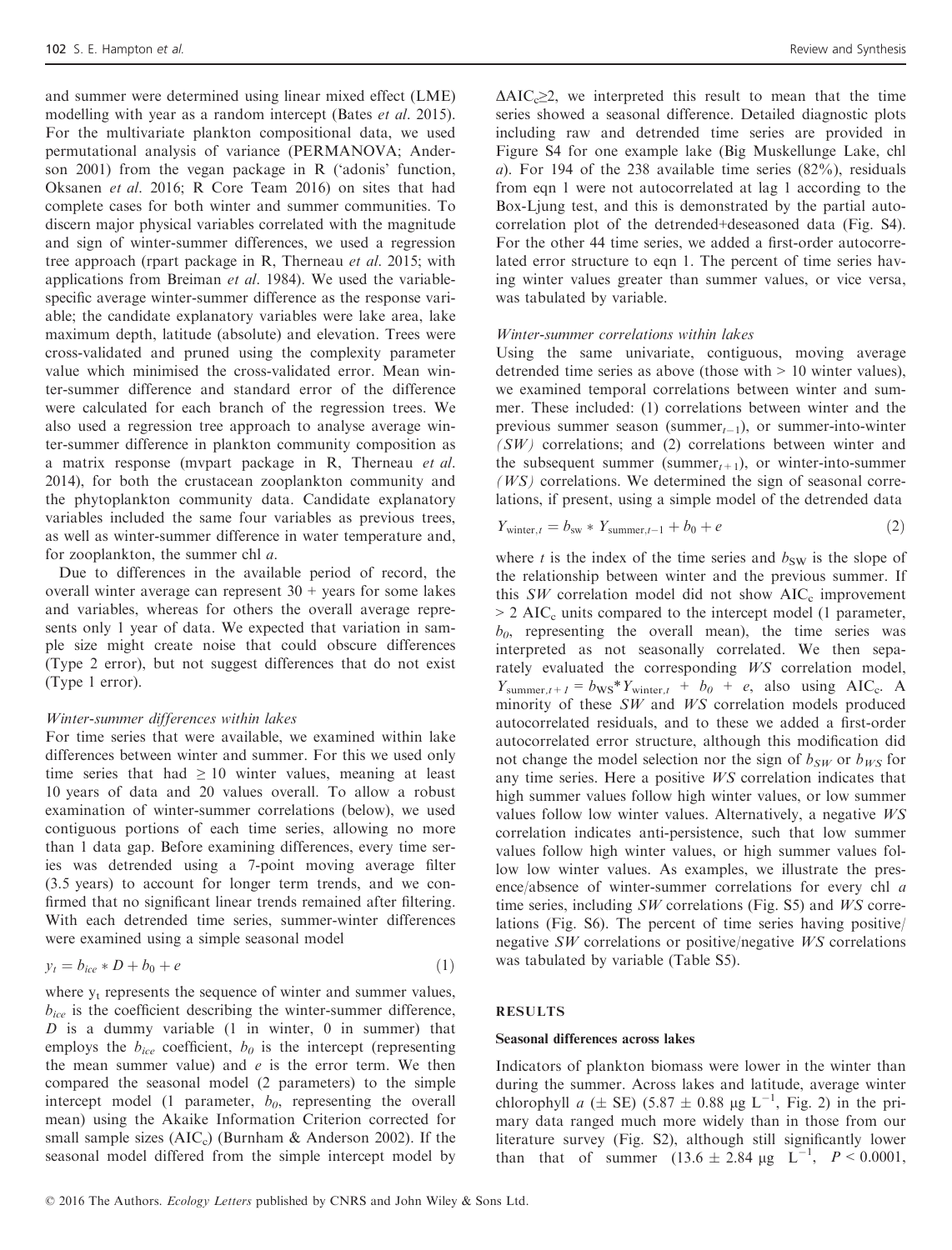and summer were determined using linear mixed effect (LME) modelling with year as a random intercept (Bates *et al.* 2015). For the multivariate plankton compositional data, we used permutational analysis of variance (PERMANOVA; Anderson 2001) from the vegan package in R ('adonis' function, Oksanen *et al.* 2016; R Core Team 2016) on sites that had complete cases for both winter and summer communities. To discern major physical variables correlated with the magnitude and sign of winter-summer differences, we used a regression tree approach (rpart package in R, Therneau *et al.* 2015; with applications from Breiman *et al.* 1984). We used the variable-specific average winter-summer difference as the response variable; the candidate explanatory variables were lake area, lake maximum depth, latitude (absolute) and elevation. Trees were cross-validated and pruned using the complexity parameter value which minimised the cross-validated error. Mean winter-summer difference and standard error of the difference were calculated for each branch of the regression trees. We also used a regression tree approach to analyse average winter-summer difference in plankton community composition as a matrix response (mvpart package in R, Therneau *et al.* 2014), for both the crustacean zooplankton community and the phytoplankton community data. Candidate explanatory variables included the same four variables as previous trees, as well as winter-summer difference in water temperature and, for zooplankton, the summer chl *a*.

Due to differences in the available period of record, the overall winter average can represent 30 + years for some lakes and variables, whereas for others the overall average represents only 1 year of data. We expected that variation in sample size might create noise that could obscure differences (Type 2 error), but not suggest differences that do not exist (Type 1 error).

### *Winter-summer differences within lakes*

For time series that were available, we examined within lake differences between winter and summer. For this we used only time series that had $\geq 10$ winter values, meaning at least 10 years of data and 20 values overall. To allow a robust examination of winter-summer correlations (below), we used contiguous portions of each time series, allowing no more than 1 data gap. Before examining differences, every time series was detrended using a 7-point moving average filter (3.5 years) to account for longer term trends, and we confirmed that no significant linear trends remained after filtering. With each detrended time series, summer-winter differences were examined using a simple seasonal model

$$y_t = b_{ice} * D + b_0 + e \tag{1}$$

where $y_t$ represents the sequence of winter and summer values, $b_{ice}$ is the coefficient describing the winter-summer difference, $D$ is a dummy variable (1 in winter, 0 in summer) that employs the $b_{ice}$ coefficient, $b_0$ is the intercept (representing the mean summer value) and $e$ is the error term. We then compared the seasonal model (2 parameters) to the simple intercept model (1 parameter, $b_0$, representing the overall mean) using the Akaike Information Criterion corrected for small sample sizes ($AIC_c$) (Burnham & Anderson 2002). If the seasonal model differed from the simple intercept model by $\Delta AIC_c \geq 2$, we interpreted this result to mean that the time series showed a seasonal difference. Detailed diagnostic plots including raw and detrended time series are provided in Figure S4 for one example lake (Big Muskellunge Lake, chl *a*). For 194 of the 238 available time series (82%), residuals from eqn 1 were not autocorrelated at lag 1 according to the Box-Ljung test, and this is demonstrated by the partial autocorrelation plot of the detrended+deseasoned data (Fig. S4). For the other 44 time series, we added a first-order autocorrelated error structure to eqn 1. The percent of time series having winter values greater than summer values, or vice versa, was tabulated by variable.

### *Winter-summer correlations within lakes*

Using the same univariate, contiguous, moving average detrended time series as above (those with > 10 winter values), we examined temporal correlations between winter and summer. These included: (1) correlations between winter and the previous summer season ($\text{summer}_{t-1}$), or summer-into-winter (*SW*) correlations; and (2) correlations between winter and the subsequent summer ($\text{summer}_{t+1}$), or winter-into-summer (*WS*) correlations. We determined the sign of seasonal correlations, if present, using a simple model of the detrended data

$$Y_{\text{winter},t} = b_{\text{sw}} * Y_{\text{summer},t-1} + b_0 + e \tag{2}$$

where $t$ is the index of the time series and $b_{SW}$ is the slope of the relationship between winter and the previous summer. If this *SW* correlation model did not show $AIC_c$ improvement > 2 $AIC_c$ units compared to the intercept model (1 parameter, $b_0$, representing the overall mean), the time series was interpreted as not seasonally correlated. We then separately evaluated the corresponding *WS* correlation model, $Y_{\text{summer},t+1} = b_{WS} * Y_{\text{winter},t} + b_0 + e$, also using $AIC_c$. A minority of these *SW* and *WS* correlation models produced autocorrelated residuals, and to these we added a first-order autocorrelated error structure, although this modification did not change the model selection nor the sign of $b_{SW}$ or $b_{WS}$ for any time series. Here a positive *WS* correlation indicates that high summer values follow high winter values, or low summer values follow low winter values. Alternatively, a negative *WS* correlation indicates anti-persistence, such that low summer values follow high winter values, or high summer values follow low winter values. As examples, we illustrate the presence/absence of winter-summer correlations for every chl *a* time series, including *SW* correlations (Fig. S5) and *WS* correlations (Fig. S6). The percent of time series having positive/negative *SW* correlations or positive/negative *WS* correlations was tabulated by variable (Table S5).

## RESULTS

### Seasonal differences across lakes

Indicators of plankton biomass were lower in the winter than during the summer. Across lakes and latitude, average winter chlorophyll *a* (± SE) (5.87 ± 0.88 μg $L^{-1}$, Fig. 2) in the primary data ranged much more widely than in those from our literature survey (Fig. S2), although still significantly lower than that of summer (13.6 ± 2.84 μg $L^{-1}$, $P < 0.0001$,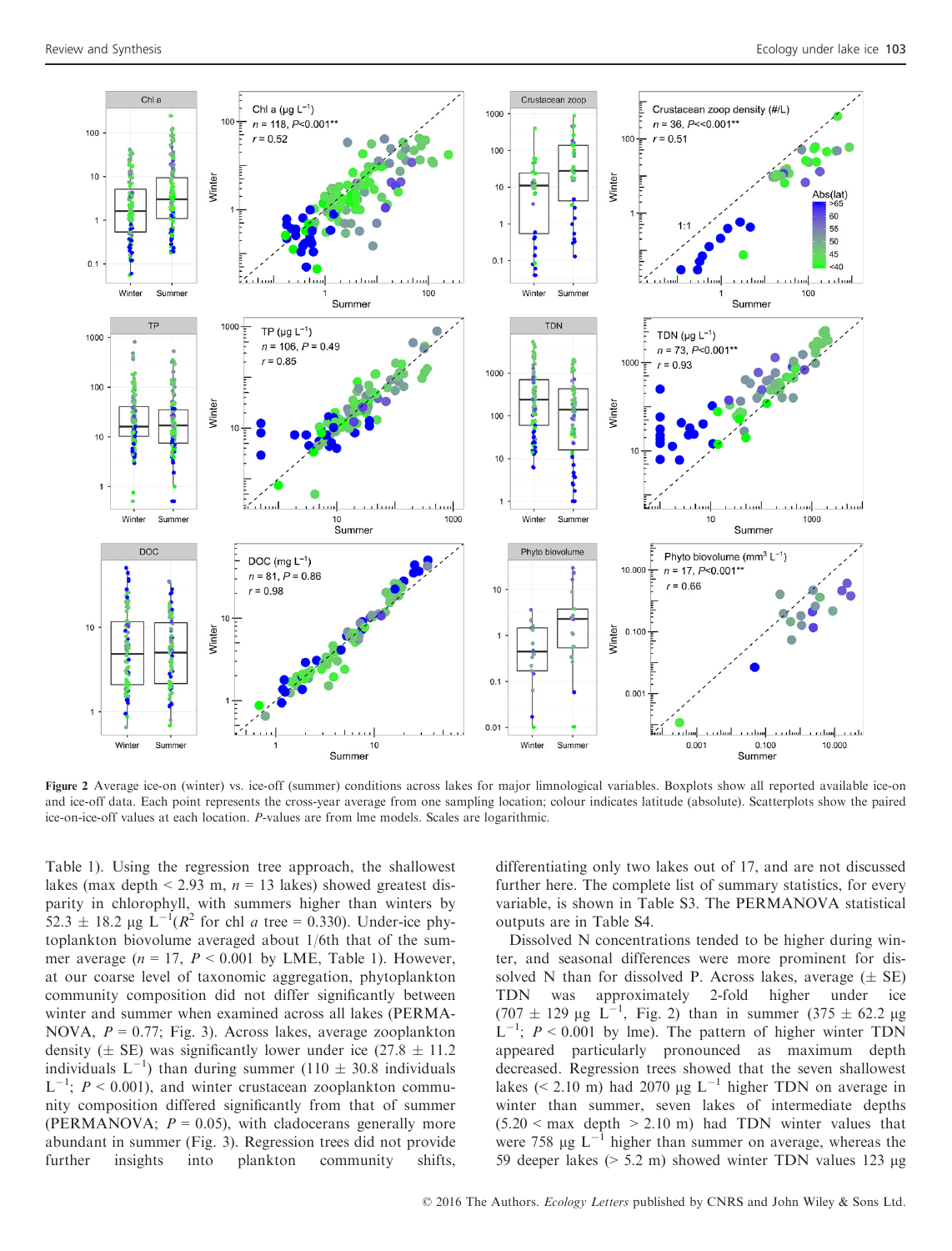**Figure 2** Average ice-on (winter) vs. ice-off (summer) conditions across lakes for major limnological variables. Boxplots show all reported available ice-on and ice-off data. Each point represents the cross-year average from one sampling location; colour indicates latitude (absolute). Scatterplots show the paired ice-on-ice-off values at each location. *P*-values are from lme models. Scales are logarithmic.

Table 1). Using the regression tree approach, the shallowest lakes (max depth < 2.93 m, $n = 13$ lakes) showed greatest disparity in chlorophyll, with summers higher than winters by 52.3 ± 18.2 μg $L^{-1}$($R^2$ for chl *a* tree = 0.330). Under-ice phytoplankton biovolume averaged about 1/6th that of the summer average ($n = 17$, $P < 0.001$ by LME, Table 1). However, at our coarse level of taxonomic aggregation, phytoplankton community composition did not differ significantly between winter and summer when examined across all lakes (PERMANOVA, $P = 0.77$; Fig. 3). Across lakes, average zooplankton density (± SE) was significantly lower under ice (27.8 ± 11.2 individuals $L^{-1}$) than during summer (110 ± 30.8 individuals $L^{-1}$; $P < 0.001$), and winter crustacean zooplankton community composition differed significantly from that of summer (PERMANOVA; $P = 0.05$), with cladocerans generally more abundant in summer (Fig. 3). Regression trees did not provide further insights into plankton community shifts, differentiating only two lakes out of 17, and are not discussed further here. The complete list of summary statistics, for every variable, is shown in Table S3. The PERMANOVA statistical outputs are in Table S4.

Dissolved N concentrations tended to be higher during winter, and seasonal differences were more prominent for dissolved N than for dissolved P. Across lakes, average (± SE) TDN was approximately 2-fold higher under ice (707 ± 129 μg $L^{-1}$, Fig. 2) than in summer (375 ± 62.2 μg $L^{-1}$; $P < 0.001$ by lme). The pattern of higher winter TDN appeared particularly pronounced as maximum depth decreased. Regression trees showed that the seven shallowest lakes (< 2.10 m) had 2070 μg $L^{-1}$ higher TDN on average in winter than summer, seven lakes of intermediate depths (5.20 < max depth > 2.10 m) had TDN winter values that were 758 μg $L^{-1}$ higher than summer on average, whereas the 59 deeper lakes (> 5.2 m) showed winter TDN values 123 μg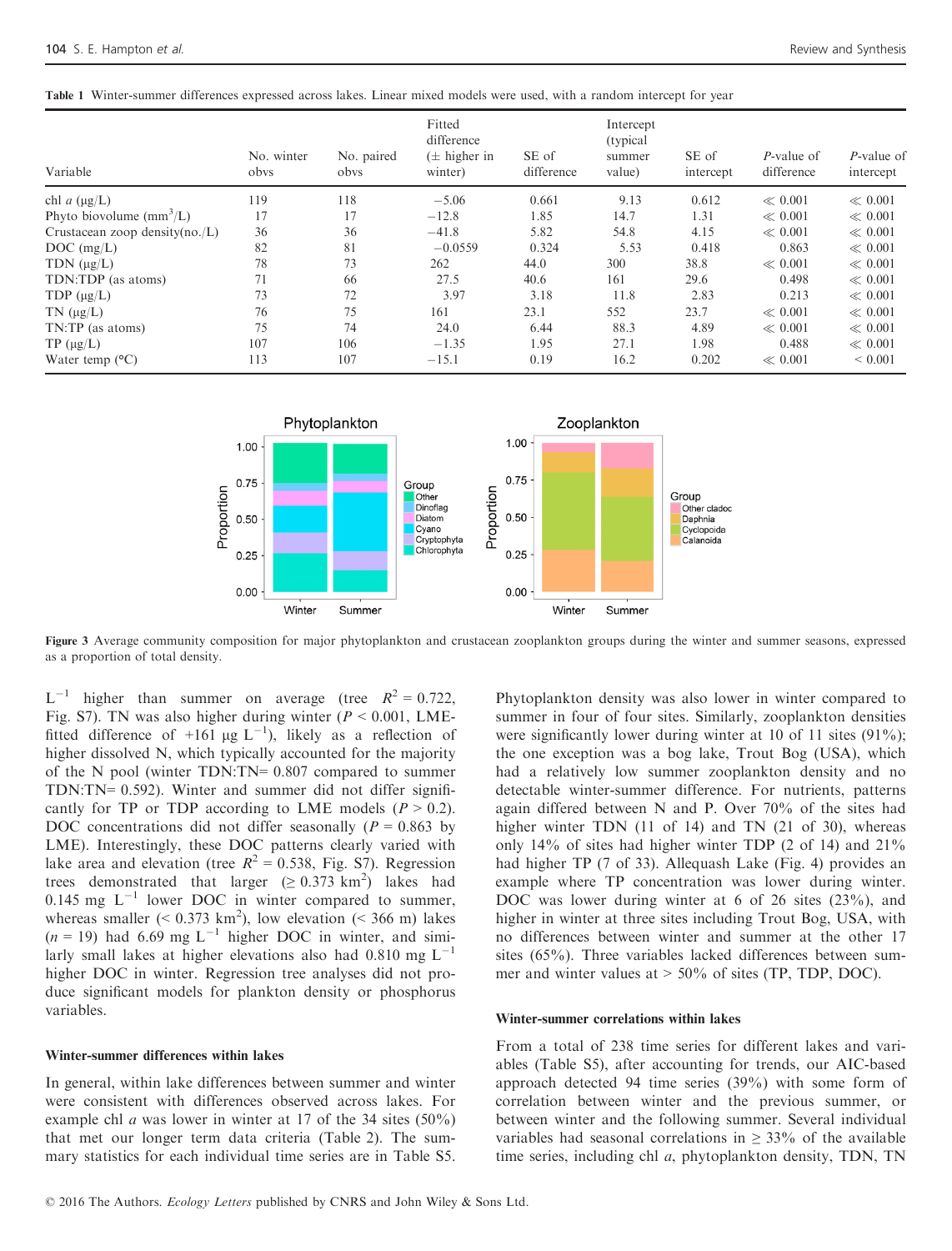**Table 1** Winter-summer differences expressed across lakes. Linear mixed models were used, with a random intercept for year

| Variable | No. winter obvs | No. paired obvs | Fitted difference (± higher in winter) | SE of difference | Intercept (typical summer value) | SE of intercept | *P*-value of difference | *P*-value of intercept |
|---|---|---|---|---|---|---|---|---|
| chl *a* (μg/L) | 119 | 118 | −5.06 | 0.661 | 9.13 | 0.612 | ≪ 0.001 | ≪ 0.001 |
| Phyto biovolume ($mm^3$/L) | 17 | 17 | −12.8 | 1.85 | 14.7 | 1.31 | ≪ 0.001 | ≪ 0.001 |
| Crustacean zoop density(no./L) | 36 | 36 | −41.8 | 5.82 | 54.8 | 4.15 | ≪ 0.001 | ≪ 0.001 |
| DOC (mg/L) | 82 | 81 | −0.0559 | 0.324 | 5.53 | 0.418 | 0.863 | ≪ 0.001 |
| TDN (μg/L) | 78 | 73 | 262 | 44.0 | 300 | 38.8 | ≪ 0.001 | ≪ 0.001 |
| TDN:TDP (as atoms) | 71 | 66 | 27.5 | 40.6 | 161 | 29.6 | 0.498 | ≪ 0.001 |
| TDP (μg/L) | 73 | 72 | 3.97 | 3.18 | 11.8 | 2.83 | 0.213 | ≪ 0.001 |
| TN (μg/L) | 76 | 75 | 161 | 23.1 | 552 | 23.7 | ≪ 0.001 | ≪ 0.001 |
| TN:TP (as atoms) | 75 | 74 | 24.0 | 6.44 | 88.3 | 4.89 | ≪ 0.001 | ≪ 0.001 |
| TP (μg/L) | 107 | 106 | −1.35 | 1.95 | 27.1 | 1.98 | 0.488 | ≪ 0.001 |
| Water temp (°C) | 113 | 107 | −15.1 | 0.19 | 16.2 | 0.202 | ≪ 0.001 | < 0.001 |

**Figure 3** Average community composition for major phytoplankton and crustacean zooplankton groups during the winter and summer seasons, expressed as a proportion of total density.

$L^{-1}$ higher than summer on average (tree $R^2 = 0.722$, Fig. S7). TN was also higher during winter ($P < 0.001$, LME-fitted difference of +161 μg $L^{-1}$), likely as a reflection of higher dissolved N, which typically accounted for the majority of the N pool (winter TDN:TN= 0.807 compared to summer TDN:TN= 0.592). Winter and summer did not differ significantly for TP or TDP according to LME models ($P > 0.2$). DOC concentrations did not differ seasonally ($P = 0.863$ by LME). Interestingly, these DOC patterns clearly varied with lake area and elevation (tree $R^2 = 0.538$, Fig. S7). Regression trees demonstrated that larger (≥ 0.373 $km^2$) lakes had 0.145 mg $L^{-1}$ lower DOC in winter compared to summer, whereas smaller (< 0.373 $km^2$), low elevation (< 366 m) lakes ($n = 19$) had 6.69 mg $L^{-1}$ higher DOC in winter, and similarly small lakes at higher elevations also had 0.810 mg $L^{-1}$ higher DOC in winter. Regression tree analyses did not produce significant models for plankton density or phosphorus variables.

### Winter-summer differences within lakes

In general, within lake differences between summer and winter were consistent with differences observed across lakes. For example chl *a* was lower in winter at 17 of the 34 sites (50%) that met our longer term data criteria (Table 2). The summary statistics for each individual time series are in Table S5. Phytoplankton density was also lower in winter compared to summer in four of four sites. Similarly, zooplankton densities were significantly lower during winter at 10 of 11 sites (91%); the one exception was a bog lake, Trout Bog (USA), which had a relatively low summer zooplankton density and no detectable winter-summer difference. For nutrients, patterns again differed between N and P. Over 70% of the sites had higher winter TDN (11 of 14) and TN (21 of 30), whereas only 14% of sites had higher winter TDP (2 of 14) and 21% had higher TP (7 of 33). Allequash Lake (Fig. 4) provides an example where TP concentration was lower during winter. DOC was lower during winter at 6 of 26 sites (23%), and higher in winter at three sites including Trout Bog, USA, with no differences between winter and summer at the other 17 sites (65%). Three variables lacked differences between summer and winter values at > 50% of sites (TP, TDP, DOC).

### Winter-summer correlations within lakes

From a total of 238 time series for different lakes and variables (Table S5), after accounting for trends, our AIC-based approach detected 94 time series (39%) with some form of correlation between winter and the previous summer, or between winter and the following summer. Several individual variables had seasonal correlations in ≥ 33% of the available time series, including chl *a*, phytoplankton density, TDN, TN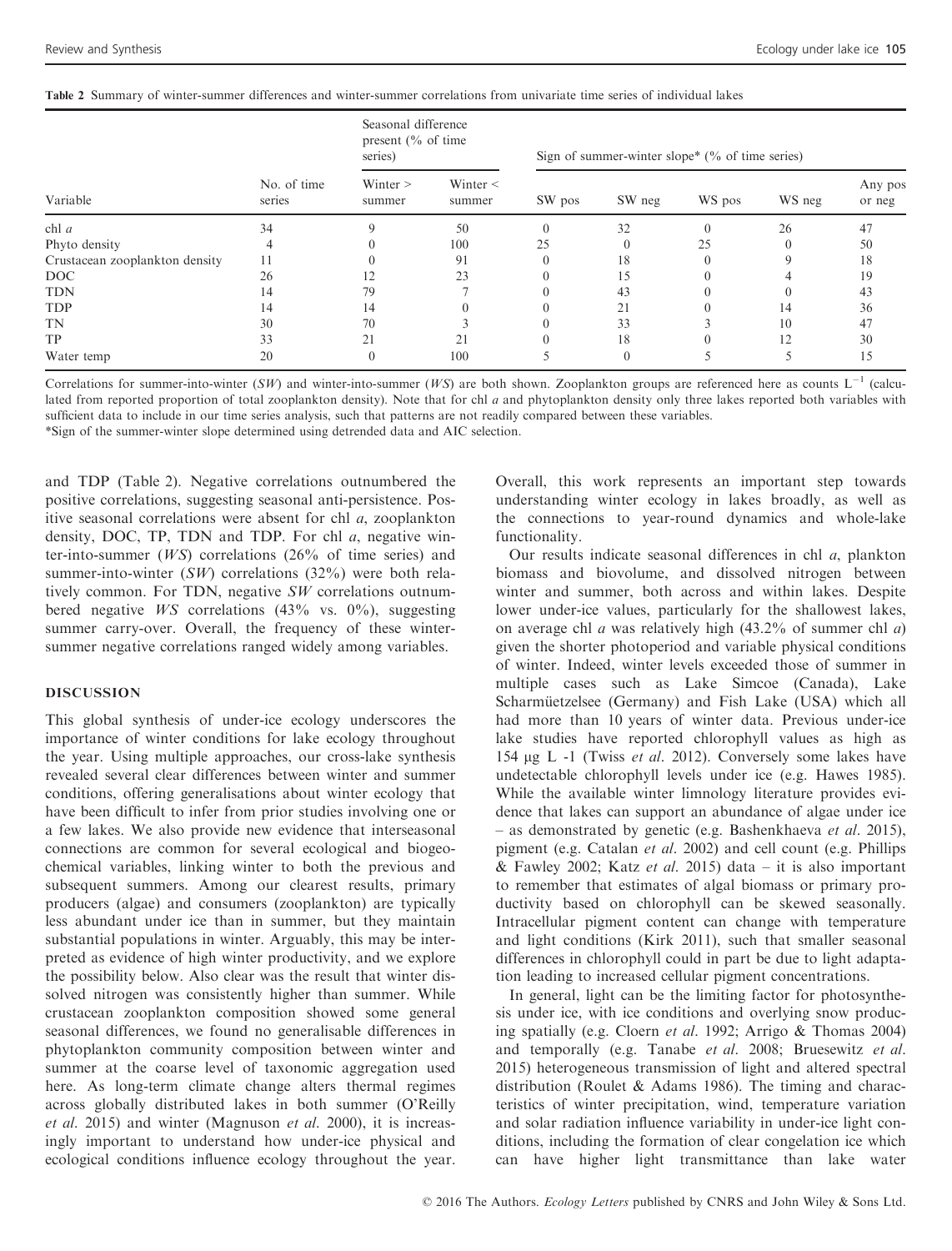Table 2 Summary of winter-summer differences and winter-summer correlations from univariate time series of individual lakes

| Variable | No. of time series | Seasonal difference present (% of time series) | | Sign of summer-winter slope* (% of time series) | | | | |
|---|---|---|---|---|---|---|---|---|
| | | Winter > summer | Winter < summer | SW pos | SW neg | WS pos | WS neg | Any pos or neg |
| chl *a* | 34 | 9 | 50 | 0 | 32 | 0 | 26 | 47 |
| Phyto density | 4 | 0 | 100 | 25 | 0 | 25 | 0 | 50 |
| Crustacean zooplankton density | 11 | 0 | 91 | 0 | 18 | 0 | 9 | 18 |
| DOC | 26 | 12 | 23 | 0 | 15 | 0 | 4 | 19 |
| TDN | 14 | 79 | 7 | 0 | 43 | 0 | 0 | 43 |
| TDP | 14 | 14 | 0 | 0 | 21 | 0 | 14 | 36 |
| TN | 30 | 70 | 3 | 0 | 33 | 3 | 10 | 47 |
| TP | 33 | 21 | 21 | 0 | 18 | 0 | 12 | 30 |
| Water temp | 20 | 0 | 100 | 5 | 0 | 5 | 5 | 15 |

Correlations for summer-into-winter (*SW*) and winter-into-summer (*WS*) are both shown. Zooplankton groups are referenced here as counts $L^{-1}$ (calculated from reported proportion of total zooplankton density). Note that for chl *a* and phytoplankton density only three lakes reported both variables with sufficient data to include in our time series analysis, such that patterns are not readily compared between these variables.

*Sign of the summer-winter slope determined using detrended data and AIC selection.

and TDP (Table 2). Negative correlations outnumbered the positive correlations, suggesting seasonal anti-persistence. Positive seasonal correlations were absent for chl *a*, zooplankton density, DOC, TP, TDN and TDP. For chl *a*, negative winter-into-summer (*WS*) correlations (26% of time series) and summer-into-winter (*SW*) correlations (32%) were both relatively common. For TDN, negative *SW* correlations outnumbered negative *WS* correlations (43% vs. 0%), suggesting summer carry-over. Overall, the frequency of these winter-summer negative correlations ranged widely among variables.

## DISCUSSION

This global synthesis of under-ice ecology underscores the importance of winter conditions for lake ecology throughout the year. Using multiple approaches, our cross-lake synthesis revealed several clear differences between winter and summer conditions, offering generalisations about winter ecology that have been difficult to infer from prior studies involving one or a few lakes. We also provide new evidence that interseasonal connections are common for several ecological and biogeochemical variables, linking winter to both the previous and subsequent summers. Among our clearest results, primary producers (algae) and consumers (zooplankton) are typically less abundant under ice than in summer, but they maintain substantial populations in winter. Arguably, this may be interpreted as evidence of high winter productivity, and we explore the possibility below. Also clear was the result that winter dissolved nitrogen was consistently higher than summer. While crustacean zooplankton composition showed some general seasonal differences, we found no generalisable differences in phytoplankton community composition between winter and summer at the coarse level of taxonomic aggregation used here. As long-term climate change alters thermal regimes across globally distributed lakes in both summer (O'Reilly *et al*. 2015) and winter (Magnuson *et al*. 2000), it is increasingly important to understand how under-ice physical and ecological conditions influence ecology throughout the year. Overall, this work represents an important step towards understanding winter ecology in lakes broadly, as well as the connections to year-round dynamics and whole-lake functionality.

Our results indicate seasonal differences in chl *a*, plankton biomass and biovolume, and dissolved nitrogen between winter and summer, both across and within lakes. Despite lower under-ice values, particularly for the shallowest lakes, on average chl *a* was relatively high (43.2% of summer chl *a*) given the shorter photoperiod and variable physical conditions of winter. Indeed, winter levels exceeded those of summer in multiple cases such as Lake Simcoe (Canada), Lake Scharmüetzelsee (Germany) and Fish Lake (USA) which all had more than 10 years of winter data. Previous under-ice lake studies have reported chlorophyll values as high as 154 μg L -1 (Twiss *et al*. 2012). Conversely some lakes have undetectable chlorophyll levels under ice (e.g. Hawes 1985). While the available winter limnology literature provides evidence that lakes can support an abundance of algae under ice – as demonstrated by genetic (e.g. Bashenkhaeva *et al*. 2015), pigment (e.g. Catalan *et al*. 2002) and cell count (e.g. Phillips & Fawley 2002; Katz *et al*. 2015) data – it is also important to remember that estimates of algal biomass or primary productivity based on chlorophyll can be skewed seasonally. Intracellular pigment content can change with temperature and light conditions (Kirk 2011), such that smaller seasonal differences in chlorophyll could in part be due to light adaptation leading to increased cellular pigment concentrations.

In general, light can be the limiting factor for photosynthesis under ice, with ice conditions and overlying snow producing spatially (e.g. Cloern *et al*. 1992; Arrigo & Thomas 2004) and temporally (e.g. Tanabe *et al*. 2008; Bruesewitz *et al*. 2015) heterogeneous transmission of light and altered spectral distribution (Roulet & Adams 1986). The timing and characteristics of winter precipitation, wind, temperature variation and solar radiation influence variability in under-ice light conditions, including the formation of clear congelation ice which can have higher light transmittance than lake water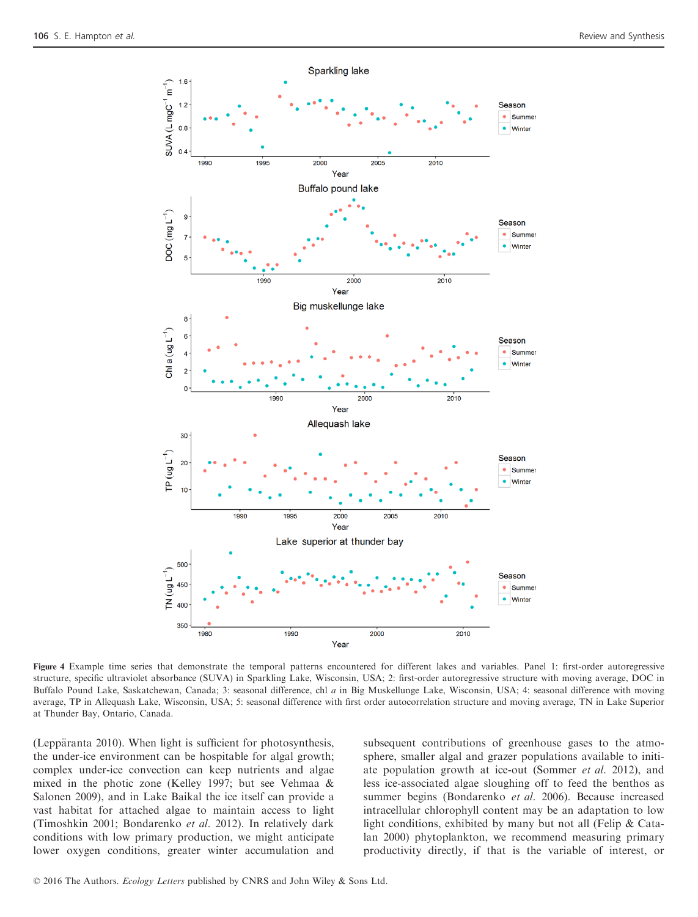Figure 4 Example time series that demonstrate the temporal patterns encountered for different lakes and variables. Panel 1: first-order autoregressive structure, specific ultraviolet absorbance (SUVA) in Sparkling Lake, Wisconsin, USA; 2: first-order autoregressive structure with moving average, DOC in Buffalo Pound Lake, Saskatchewan, Canada; 3: seasonal difference, chl *a* in Big Muskellunge Lake, Wisconsin, USA; 4: seasonal difference with moving average, TP in Allequash Lake, Wisconsin, USA; 5: seasonal difference with first order autocorrelation structure and moving average, TN in Lake Superior at Thunder Bay, Ontario, Canada.

(Leppäranta 2010). When light is sufficient for photosynthesis, the under-ice environment can be hospitable for algal growth; complex under-ice convection can keep nutrients and algae mixed in the photic zone (Kelley 1997; but see Vehmaa & Salonen 2009), and in Lake Baikal the ice itself can provide a vast habitat for attached algae to maintain access to light (Timoshkin 2001; Bondarenko *et al.* 2012). In relatively dark conditions with low primary production, we might anticipate lower oxygen conditions, greater winter accumulation and subsequent contributions of greenhouse gases to the atmosphere, smaller algal and grazer populations available to initiate population growth at ice-out (Sommer *et al.* 2012), and less ice-associated algae sloughing off to feed the benthos as summer begins (Bondarenko *et al.* 2006). Because increased intracellular chlorophyll content may be an adaptation to low light conditions, exhibited by many but not all (Felip & Catalan 2000) phytoplankton, we recommend measuring primary productivity directly, if that is the variable of interest, or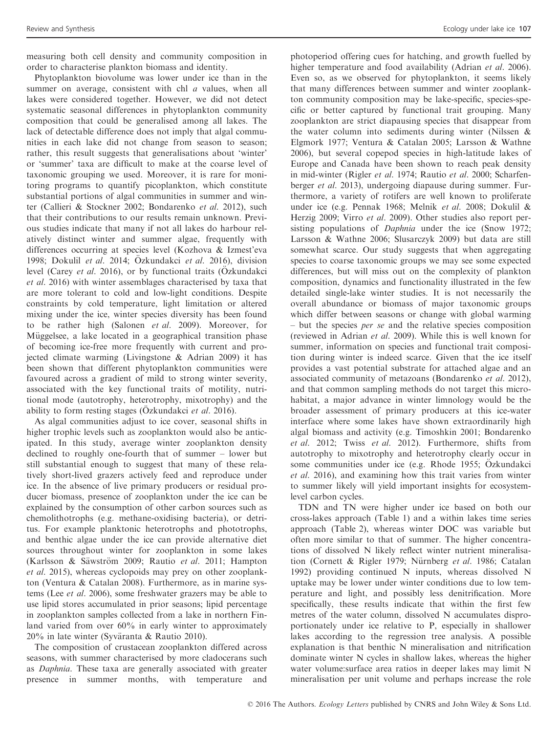measuring both cell density and community composition in order to characterise plankton biomass and identity.

Phytoplankton biovolume was lower under ice than in the summer on average, consistent with chl *a* values, when all lakes were considered together. However, we did not detect systematic seasonal differences in phytoplankton community composition that could be generalised among all lakes. The lack of detectable difference does not imply that algal communities in each lake did not change from season to season; rather, this result suggests that generalisations about 'winter' or 'summer' taxa are difficult to make at the coarse level of taxonomic grouping we used. Moreover, it is rare for monitoring programs to quantify picoplankton, which constitute substantial portions of algal communities in summer and winter (Callieri & Stockner 2002; Bondarenko *et al.* 2012), such that their contributions to our results remain unknown. Previous studies indicate that many if not all lakes do harbour relatively distinct winter and summer algae, frequently with differences occurring at species level (Kozhova & Izmest'eva 1998; Dokulil *et al.* 2014; Özkundakci *et al.* 2016), division level (Carey *et al.* 2016), or by functional traits (Özkundakci *et al.* 2016) with winter assemblages characterised by taxa that are more tolerant to cold and low-light conditions. Despite constraints by cold temperature, light limitation or altered mixing under the ice, winter species diversity has been found to be rather high (Salonen *et al.* 2009). Moreover, for Müggelsee, a lake located in a geographical transition phase of becoming ice-free more frequently with current and projected climate warming (Livingstone & Adrian 2009) it has been shown that different phytoplankton communities were favoured across a gradient of mild to strong winter severity, associated with the key functional traits of motility, nutritional mode (autotrophy, heterotrophy, mixotrophy) and the ability to form resting stages (Özkundakci *et al.* 2016).

As algal communities adjust to ice cover, seasonal shifts in higher trophic levels such as zooplankton would also be anticipated. In this study, average winter zooplankton density declined to roughly one-fourth that of summer – lower but still substantial enough to suggest that many of these relatively short-lived grazers actively feed and reproduce under ice. In the absence of live primary producers or residual producer biomass, presence of zooplankton under the ice can be explained by the consumption of other carbon sources such as chemolithotrophs (e.g. methane-oxidising bacteria), or detritus. For example planktonic heterotrophs and phototrophs, and benthic algae under the ice can provide alternative diet sources throughout winter for zooplankton in some lakes (Karlsson & Säwström 2009; Rautio *et al.* 2011; Hampton *et al.* 2015), whereas cyclopoids may prey on other zooplankton (Ventura & Catalan 2008). Furthermore, as in marine systems (Lee *et al.* 2006), some freshwater grazers may be able to use lipid stores accumulated in prior seasons; lipid percentage in zooplankton samples collected from a lake in northern Finland varied from over 60% in early winter to approximately 20% in late winter (Syväranta & Rautio 2010).

The composition of crustacean zooplankton differed across seasons, with summer characterised by more cladocerans such as *Daphnia*. These taxa are generally associated with greater presence in summer months, with temperature and photoperiod offering cues for hatching, and growth fuelled by higher temperature and food availability (Adrian *et al.* 2006). Even so, as we observed for phytoplankton, it seems likely that many differences between summer and winter zooplankton community composition may be lake-specific, species-specific or better captured by functional trait grouping. Many zooplankton are strict diapausing species that disappear from the water column into sediments during winter (Nilssen & Elgmork 1977; Ventura & Catalan 2005; Larsson & Wathne 2006), but several copepod species in high-latitude lakes of Europe and Canada have been shown to reach peak density in mid-winter (Rigler *et al.* 1974; Rautio *et al.* 2000; Scharfenberger *et al.* 2013), undergoing diapause during summer. Furthermore, a variety of rotifers are well known to proliferate under ice (e.g. Pennak 1968; Melnik *et al.* 2008; Dokulil & Herzig 2009; Virro *et al.* 2009). Other studies also report persisting populations of *Daphnia* under the ice (Snow 1972; Larsson & Wathne 2006; Slusarczyk 2009) but data are still somewhat scarce. Our study suggests that when aggregating species to coarse taxonomic groups we may see some expected differences, but will miss out on the complexity of plankton composition, dynamics and functionality illustrated in the few detailed single-lake winter studies. It is not necessarily the overall abundance or biomass of major taxonomic groups which differ between seasons or change with global warming – but the species *per se* and the relative species composition (reviewed in Adrian *et al.* 2009). While this is well known for summer, information on species and functional trait composition during winter is indeed scarce. Given that the ice itself provides a vast potential substrate for attached algae and an associated community of metazoans (Bondarenko *et al.* 2012), and that common sampling methods do not target this microhabitat, a major advance in winter limnology would be the broader assessment of primary producers at this ice-water interface where some lakes have shown extraordinarily high algal biomass and activity (e.g. Timoshkin 2001; Bondarenko *et al.* 2012; Twiss *et al.* 2012). Furthermore, shifts from autotrophy to mixotrophy and heterotrophy clearly occur in some communities under ice (e.g. Rhode 1955; Özkundakci *et al.* 2016), and examining how this trait varies from winter to summer likely will yield important insights for ecosystem-level carbon cycles.

TDN and TN were higher under ice based on both our cross-lakes approach (Table 1) and a within lakes time series approach (Table 2), whereas winter DOC was variable but often more similar to that of summer. The higher concentrations of dissolved N likely reflect winter nutrient mineralisation (Cornett & Rigler 1979; Nürnberg *et al.* 1986; Catalan 1992) providing continued N inputs, whereas dissolved N uptake may be lower under winter conditions due to low temperature and light, and possibly less denitrification. More specifically, these results indicate that within the first few metres of the water column, dissolved N accumulates disproportionately under ice relative to P, especially in shallower lakes according to the regression tree analysis. A possible explanation is that benthic N mineralisation and nitrification dominate winter N cycles in shallow lakes, whereas the higher water volume:surface area ratios in deeper lakes may limit N mineralisation per unit volume and perhaps increase the role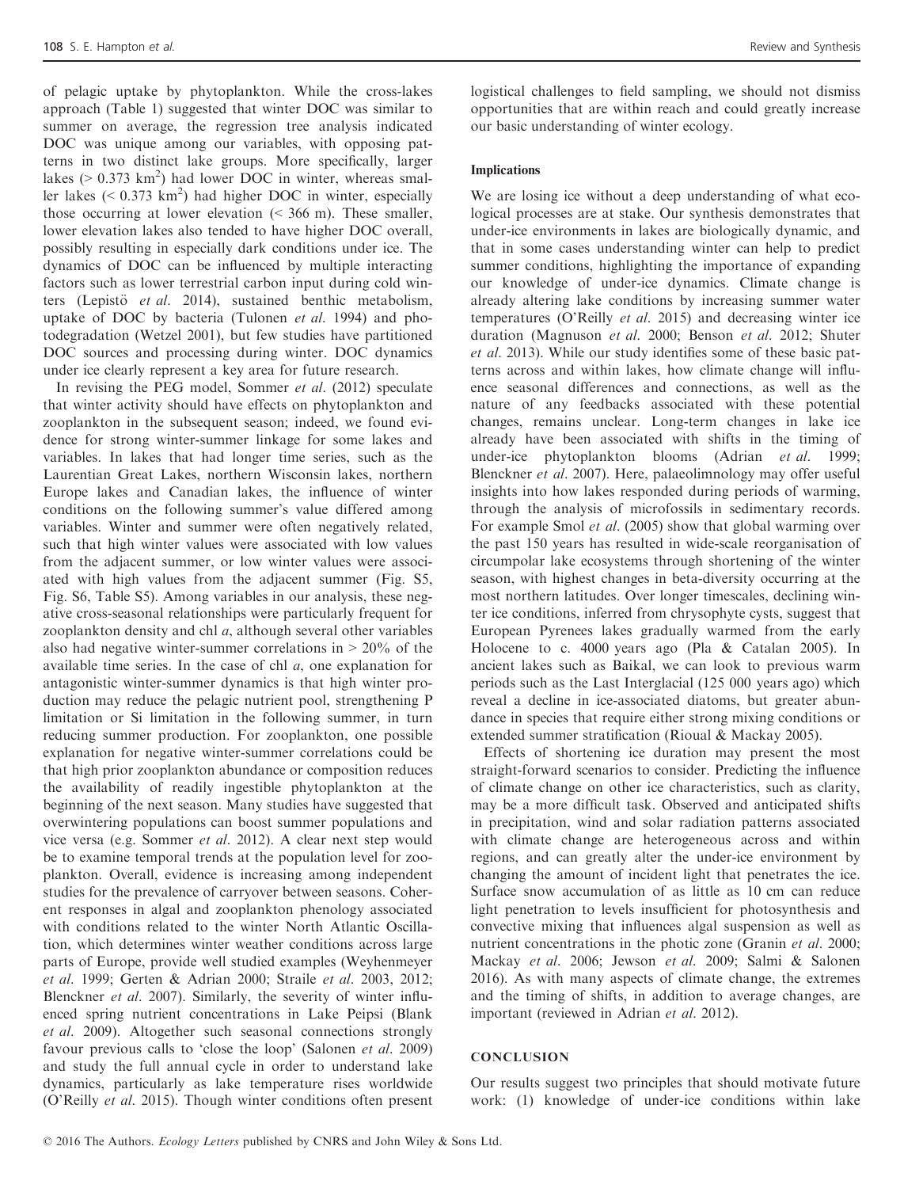of pelagic uptake by phytoplankton. While the cross-lakes approach (Table 1) suggested that winter DOC was similar to summer on average, the regression tree analysis indicated DOC was unique among our variables, with opposing patterns in two distinct lake groups. More specifically, larger lakes (> 0.373 $km^2$) had lower DOC in winter, whereas smaller lakes (< 0.373 $km^2$) had higher DOC in winter, especially those occurring at lower elevation (< 366 m). These smaller, lower elevation lakes also tended to have higher DOC overall, possibly resulting in especially dark conditions under ice. The dynamics of DOC can be influenced by multiple interacting factors such as lower terrestrial carbon input during cold winters (Lepistö *et al.* 2014), sustained benthic metabolism, uptake of DOC by bacteria (Tulonen *et al.* 1994) and photodegradation (Wetzel 2001), but few studies have partitioned DOC sources and processing during winter. DOC dynamics under ice clearly represent a key area for future research.

In revising the PEG model, Sommer *et al.* (2012) speculate that winter activity should have effects on phytoplankton and zooplankton in the subsequent season; indeed, we found evidence for strong winter-summer linkage for some lakes and variables. In lakes that had longer time series, such as the Laurentian Great Lakes, northern Wisconsin lakes, northern Europe lakes and Canadian lakes, the influence of winter conditions on the following summer's value differed among variables. Winter and summer were often negatively related, such that high winter values were associated with low values from the adjacent summer, or low winter values were associated with high values from the adjacent summer (Fig. S5, Fig. S6, Table S5). Among variables in our analysis, these negative cross-seasonal relationships were particularly frequent for zooplankton density and chl *a*, although several other variables also had negative winter-summer correlations in > 20% of the available time series. In the case of chl *a*, one explanation for antagonistic winter-summer dynamics is that high winter production may reduce the pelagic nutrient pool, strengthening P limitation or Si limitation in the following summer, in turn reducing summer production. For zooplankton, one possible explanation for negative winter-summer correlations could be that high prior zooplankton abundance or composition reduces the availability of readily ingestible phytoplankton at the beginning of the next season. Many studies have suggested that overwintering populations can boost summer populations and vice versa (e.g. Sommer *et al.* 2012). A clear next step would be to examine temporal trends at the population level for zooplankton. Overall, evidence is increasing among independent studies for the prevalence of carryover between seasons. Coherent responses in algal and zooplankton phenology associated with conditions related to the winter North Atlantic Oscillation, which determines winter weather conditions across large parts of Europe, provide well studied examples (Weyhenmeyer *et al.* 1999; Gerten & Adrian 2000; Straile *et al.* 2003, 2012; Blenckner *et al.* 2007). Similarly, the severity of winter influenced spring nutrient concentrations in Lake Peipsi (Blank *et al.* 2009). Altogether such seasonal connections strongly favour previous calls to 'close the loop' (Salonen *et al.* 2009) and study the full annual cycle in order to understand lake dynamics, particularly as lake temperature rises worldwide (O'Reilly *et al.* 2015). Though winter conditions often present logistical challenges to field sampling, we should not dismiss opportunities that are within reach and could greatly increase our basic understanding of winter ecology.

### Implications

We are losing ice without a deep understanding of what ecological processes are at stake. Our synthesis demonstrates that under-ice environments in lakes are biologically dynamic, and that in some cases understanding winter can help to predict summer conditions, highlighting the importance of expanding our knowledge of under-ice dynamics. Climate change is already altering lake conditions by increasing summer water temperatures (O'Reilly *et al.* 2015) and decreasing winter ice duration (Magnuson *et al.* 2000; Benson *et al.* 2012; Shuter *et al.* 2013). While our study identifies some of these basic patterns across and within lakes, how climate change will influence seasonal differences and connections, as well as the nature of any feedbacks associated with these potential changes, remains unclear. Long-term changes in lake ice already have been associated with shifts in the timing of under-ice phytoplankton blooms (Adrian *et al.* 1999; Blenckner *et al.* 2007). Here, palaeolimnology may offer useful insights into how lakes responded during periods of warming, through the analysis of microfossils in sedimentary records. For example Smol *et al.* (2005) show that global warming over the past 150 years has resulted in wide-scale reorganisation of circumpolar lake ecosystems through shortening of the winter season, with highest changes in beta-diversity occurring at the most northern latitudes. Over longer timescales, declining winter ice conditions, inferred from chrysophyte cysts, suggest that European Pyrenees lakes gradually warmed from the early Holocene to c. 4000 years ago (Pla & Catalan 2005). In ancient lakes such as Baikal, we can look to previous warm periods such as the Last Interglacial (125 000 years ago) which reveal a decline in ice-associated diatoms, but greater abundance in species that require either strong mixing conditions or extended summer stratification (Rioual & Mackay 2005).

Effects of shortening ice duration may present the most straight-forward scenarios to consider. Predicting the influence of climate change on other ice characteristics, such as clarity, may be a more difficult task. Observed and anticipated shifts in precipitation, wind and solar radiation patterns associated with climate change are heterogeneous across and within regions, and can greatly alter the under-ice environment by changing the amount of incident light that penetrates the ice. Surface snow accumulation of as little as 10 cm can reduce light penetration to levels insufficient for photosynthesis and convective mixing that influences algal suspension as well as nutrient concentrations in the photic zone (Granin *et al.* 2000; Mackay *et al.* 2006; Jewson *et al.* 2009; Salmi & Salonen 2016). As with many aspects of climate change, the extremes and the timing of shifts, in addition to average changes, are important (reviewed in Adrian *et al.* 2012).

## CONCLUSION

Our results suggest two principles that should motivate future work: (1) knowledge of under-ice conditions within lake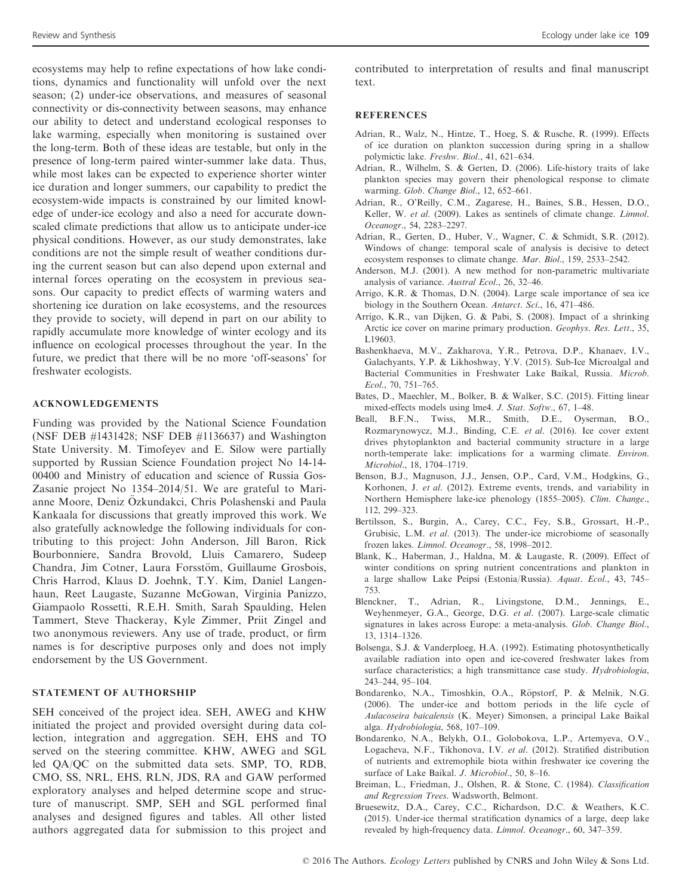ecosystems may help to refine expectations of how lake conditions, dynamics and functionality will unfold over the next season; (2) under-ice observations, and measures of seasonal connectivity or dis-connectivity between seasons, may enhance our ability to detect and understand ecological responses to lake warming, especially when monitoring is sustained over the long-term. Both of these ideas are testable, but only in the presence of long-term paired winter-summer lake data. Thus, while most lakes can be expected to experience shorter winter ice duration and longer summers, our capability to predict the ecosystem-wide impacts is constrained by our limited knowledge of under-ice ecology and also a need for accurate downscaled climate predictions that allow us to anticipate under-ice physical conditions. However, as our study demonstrates, lake conditions are not the simple result of weather conditions during the current season but can also depend upon external and internal forces operating on the ecosystem in previous seasons. Our capacity to predict effects of warming waters and shortening ice duration on lake ecosystems, and the resources they provide to society, will depend in part on our ability to rapidly accumulate more knowledge of winter ecology and its influence on ecological processes throughout the year. In the future, we predict that there will be no more 'off-seasons' for freshwater ecologists.

## ACKNOWLEDGEMENTS

Funding was provided by the National Science Foundation (NSF DEB #1431428; NSF DEB #1136637) and Washington State University. M. Timofeyev and E. Silow were partially supported by Russian Science Foundation project No 14-14-00400 and Ministry of education and science of Russia Gos-Zasanie project No 1354–2014/51. We are grateful to Marianne Moore, Deniz Özkundakci, Chris Polashenski and Paula Kankaala for discussions that greatly improved this work. We also gratefully acknowledge the following individuals for contributing to this project: John Anderson, Jill Baron, Rick Bourbonniere, Sandra Brovold, Lluis Camarero, Sudeep Chandra, Jim Cotner, Laura Forsstöm, Guillaume Grosbois, Chris Harrod, Klaus D. Joehnk, T.Y. Kim, Daniel Langenhaun, Reet Laugaste, Suzanne McGowan, Virginia Panizzo, Giampaolo Rossetti, R.E.H. Smith, Sarah Spaulding, Helen Tammert, Steve Thackeray, Kyle Zimmer, Priit Zingel and two anonymous reviewers. Any use of trade, product, or firm names is for descriptive purposes only and does not imply endorsement by the US Government.

## STATEMENT OF AUTHORSHIP

SEH conceived of the project idea. SEH, AWEG and KHW initiated the project and provided oversight during data collection, integration and aggregation. SEH, EHS and TO served on the steering committee. KHW, AWEG and SGL led QA/QC on the submitted data sets. SMP, TO, RDB, CMO, SS, NRL, EHS, RLN, JDS, RA and GAW performed exploratory analyses and helped determine scope and structure of manuscript. SMP, SEH and SGL performed final analyses and designed figures and tables. All other listed authors aggregated data for submission to this project and contributed to interpretation of results and final manuscript text.

## REFERENCES

Adrian, R., Walz, N., Hintze, T., Hoeg, S. & Rusche, R. (1999). Effects of ice duration on plankton succession during spring in a shallow polymictic lake. *Freshw. Biol.*, 41, 621–634.

Adrian, R., Wilhelm, S. & Gerten, D. (2006). Life-history traits of lake plankton species may govern their phenological response to climate warming. *Glob. Change Biol.*, 12, 652–661.

Adrian, R., O'Reilly, C.M., Zagarese, H., Baines, S.B., Hessen, D.O., Keller, W. *et al.* (2009). Lakes as sentinels of climate change. *Limnol. Oceanogr.*, 54, 2283–2297.

Adrian, R., Gerten, D., Huber, V., Wagner, C. & Schmidt, S.R. (2012). Windows of change: temporal scale of analysis is decisive to detect ecosystem responses to climate change. *Mar. Biol.*, 159, 2533–2542.

Anderson, M.J. (2001). A new method for non-parametric multivariate analysis of variance. *Austral Ecol.*, 26, 32–46.

Arrigo, K.R. & Thomas, D.N. (2004). Large scale importance of sea ice biology in the Southern Ocean. *Antarct. Sci.*, 16, 471–486.

Arrigo, K.R., van Dijken, G. & Pabi, S. (2008). Impact of a shrinking Arctic ice cover on marine primary production. *Geophys. Res. Lett.*, 35, L19603.

Bashenkhaeva, M.V., Zakharova, Y.R., Petrova, D.P., Khanaev, I.V., Galachyants, Y.P. & Likhoshway, Y.V. (2015). Sub-Ice Microalgal and Bacterial Communities in Freshwater Lake Baikal, Russia. *Microb. Ecol.*, 70, 751–765.

Bates, D., Maechler, M., Bolker, B. & Walker, S.C. (2015). Fitting linear mixed-effects models using lme4. *J. Stat. Softw.*, 67, 1–48.

Beall, B.F.N., Twiss, M.R., Smith, D.E., Oyserman, B.O., Rozmarynowycz, M.J., Binding, C.E. *et al.* (2016). Ice cover extent drives phytoplankton and bacterial community structure in a large north-temperate lake: implications for a warming climate. *Environ. Microbiol.*, 18, 1704–1719.

Benson, B.J., Magnuson, J.J., Jensen, O.P., Card, V.M., Hodgkins, G., Korhonen, J. *et al.* (2012). Extreme events, trends, and variability in Northern Hemisphere lake-ice phenology (1855–2005). *Clim. Change.*, 112, 299–323.

Bertilsson, S., Burgin, A., Carey, C.C., Fey, S.B., Grossart, H.-P., Grubisic, L.M. *et al.* (2013). The under-ice microbiome of seasonally frozen lakes. *Limnol. Oceanogr.*, 58, 1998–2012.

Blank, K., Haberman, J., Haldna, M. & Laugaste, R. (2009). Effect of winter conditions on spring nutrient concentrations and plankton in a large shallow Lake Peipsi (Estonia/Russia). *Aquat. Ecol.*, 43, 745–753.

Blenckner, T., Adrian, R., Livingstone, D.M., Jennings, E., Weyhenmeyer, G.A., George, D.G. *et al.* (2007). Large-scale climatic signatures in lakes across Europe: a meta-analysis. *Glob. Change Biol.*, 13, 1314–1326.

Bolsenga, S.J. & Vanderploeg, H.A. (1992). Estimating photosynthetically available radiation into open and ice-covered freshwater lakes from surface characteristics; a high transmittance case study. *Hydrobiologia*, 243–244, 95–104.

Bondarenko, N.A., Timoshkin, O.A., Röpstorf, P. & Melnik, N.G. (2006). The under-ice and bottom periods in the life cycle of *Aulacoseira baicalensis* (K. Meyer) Simonsen, a principal Lake Baikal alga. *Hydrobiologia*, 568, 107–109.

Bondarenko, N.A., Belykh, O.I., Golobokova, L.P., Artemyeva, O.V., Logacheva, N.F., Tikhonova, I.V. *et al.* (2012). Stratified distribution of nutrients and extremophile biota within freshwater ice covering the surface of Lake Baikal. *J. Microbiol.*, 50, 8–16.

Breiman, L., Friedman, J., Olshen, R. & Stone, C. (1984). *Classification and Regression Trees*. Wadsworth, Belmont.

Bruesewitz, D.A., Carey, C.C., Richardson, D.C. & Weathers, K.C. (2015). Under-ice thermal stratification dynamics of a large, deep lake revealed by high-frequency data. *Limnol. Oceanogr.*, 60, 347–359.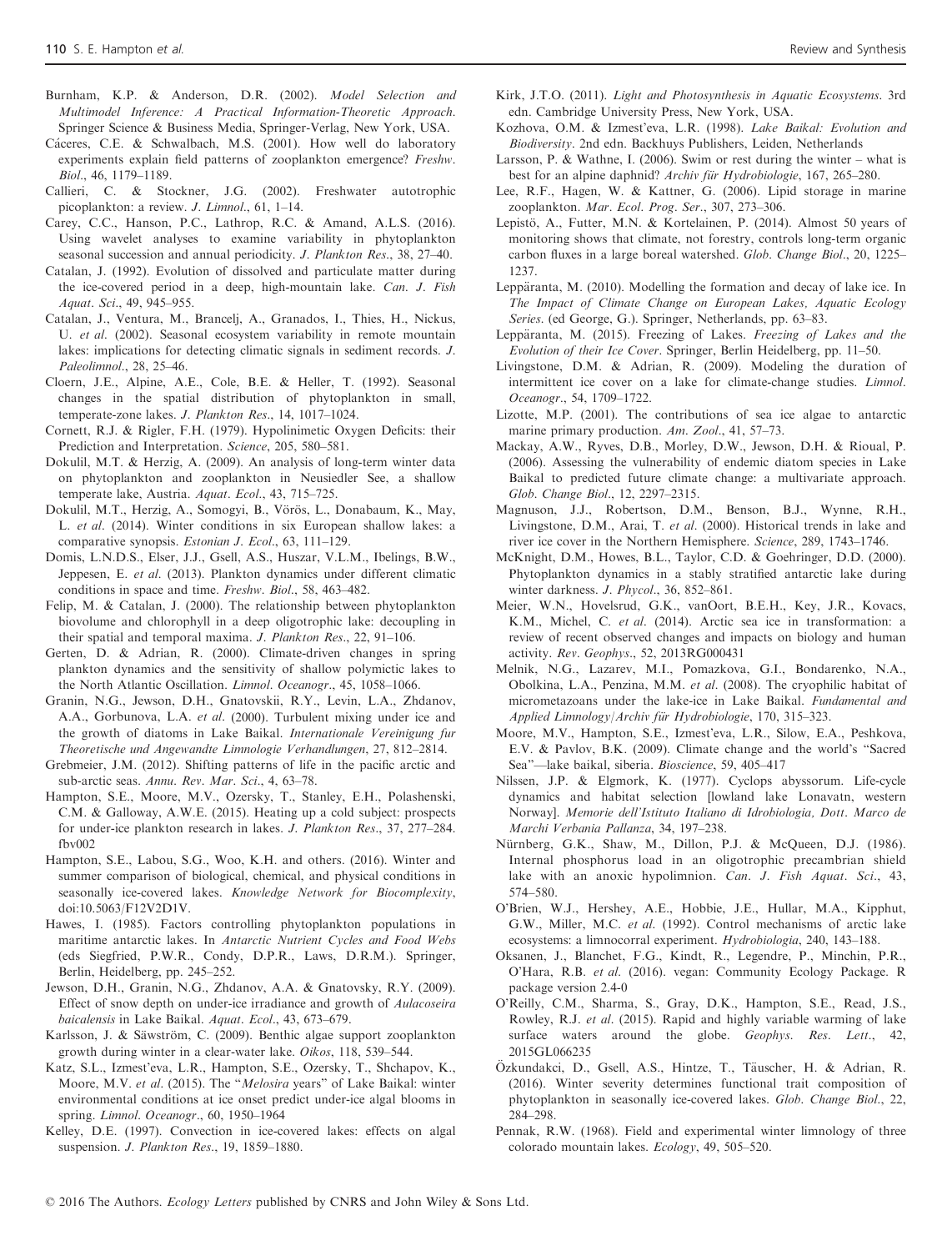Burnham, K.P. & Anderson, D.R. (2002). *Model Selection and Multimodel Inference: A Practical Information-Theoretic Approach*. Springer Science & Business Media, Springer-Verlag, New York, USA.

Cáceres, C.E. & Schwalbach, M.S. (2001). How well do laboratory experiments explain field patterns of zooplankton emergence? *Freshw. Biol.*, 46, 1179–1189.

Callieri, C. & Stockner, J.G. (2002). Freshwater autotrophic picoplankton: a review. *J. Limnol.*, 61, 1–14.

Carey, C.C., Hanson, P.C., Lathrop, R.C. & Amand, A.L.S. (2016). Using wavelet analyses to examine variability in phytoplankton seasonal succession and annual periodicity. *J. Plankton Res.*, 38, 27–40.

Catalan, J. (1992). Evolution of dissolved and particulate matter during the ice-covered period in a deep, high-mountain lake. *Can. J. Fish Aquat. Sci.*, 49, 945–955.

Catalan, J., Ventura, M., Brancelj, A., Granados, I., Thies, H., Nickus, U. *et al.* (2002). Seasonal ecosystem variability in remote mountain lakes: implications for detecting climatic signals in sediment records. *J. Paleolimnol.*, 28, 25–46.

Cloern, J.E., Alpine, A.E., Cole, B.E. & Heller, T. (1992). Seasonal changes in the spatial distribution of phytoplankton in small, temperate-zone lakes. *J. Plankton Res.*, 14, 1017–1024.

Cornett, R.J. & Rigler, F.H. (1979). Hypolimnetic Oxygen Deficits: their Prediction and Interpretation. *Science*, 205, 580–581.

Dokulil, M.T. & Herzig, A. (2009). An analysis of long-term winter data on phytoplankton and zooplankton in Neusiedler See, a shallow temperate lake, Austria. *Aquat. Ecol.*, 43, 715–725.

Dokulil, M.T., Herzig, A., Somogyi, B., Vörös, L., Donabaum, K., May, L. *et al.* (2014). Winter conditions in six European shallow lakes: a comparative synopsis. *Estonian J. Ecol.*, 63, 111–129.

Domis, L.N.D.S., Elser, J.J., Gsell, A.S., Huszar, V.L.M., Ibelings, B.W., Jeppesen, E. *et al.* (2013). Plankton dynamics under different climatic conditions in space and time. *Freshw. Biol.*, 58, 463–482.

Felip, M. & Catalan, J. (2000). The relationship between phytoplankton biovolume and chlorophyll in a deep oligotrophic lake: decoupling in their spatial and temporal maxima. *J. Plankton Res.*, 22, 91–106.

Gerten, D. & Adrian, R. (2000). Climate-driven changes in spring plankton dynamics and the sensitivity of shallow polymictic lakes to the North Atlantic Oscillation. *Limnol. Oceanogr.*, 45, 1058–1066.

Granin, N.G., Jewson, D.H., Gnatovskii, R.Y., Levin, L.A., Zhdanov, A.A., Gorbunova, L.A. *et al.* (2000). Turbulent mixing under ice and the growth of diatoms in Lake Baikal. *Internationale Vereinigung fur Theoretische und Angewandte Limnologie Verhandlungen*, 27, 812–2814.

Grebmeier, J.M. (2012). Shifting patterns of life in the pacific arctic and sub-arctic seas. *Annu. Rev. Mar. Sci.*, 4, 63–78.

Hampton, S.E., Moore, M.V., Ozersky, T., Stanley, E.H., Polashenski, C.M. & Galloway, A.W.E. (2015). Heating up a cold subject: prospects for under-ice plankton research in lakes. *J. Plankton Res.*, 37, 277–284. fbv002

Hampton, S.E., Labou, S.G., Woo, K.H. and others. (2016). Winter and summer comparison of biological, chemical, and physical conditions in seasonally ice-covered lakes. *Knowledge Network for Biocomplexity*, doi:10.5063/F12V2D1V.

Hawes, I. (1985). Factors controlling phytoplankton populations in maritime antarctic lakes. In *Antarctic Nutrient Cycles and Food Webs* (eds Siegfried, P.W.R., Condy, D.P.R., Laws, D.R.M.). Springer, Berlin, Heidelberg, pp. 245–252.

Jewson, D.H., Granin, N.G., Zhdanov, A.A. & Gnatovsky, R.Y. (2009). Effect of snow depth on under-ice irradiance and growth of *Aulacoseira baicalensis* in Lake Baikal. *Aquat. Ecol.*, 43, 673–679.

Karlsson, J. & Säwström, C. (2009). Benthic algae support zooplankton growth during winter in a clear-water lake. *Oikos*, 118, 539–544.

Katz, S.L., Izmest'eva, L.R., Hampton, S.E., Ozersky, T., Shchapov, K., Moore, M.V. *et al.* (2015). The "*Melosira* years" of Lake Baikal: winter environmental conditions at ice onset predict under-ice algal blooms in spring. *Limnol. Oceanogr.*, 60, 1950–1964

Kelley, D.E. (1997). Convection in ice-covered lakes: effects on algal suspension. *J. Plankton Res.*, 19, 1859–1880.

Kirk, J.T.O. (2011). *Light and Photosynthesis in Aquatic Ecosystems*. 3rd edn. Cambridge University Press, New York, USA.

Kozhova, O.M. & Izmest'eva, L.R. (1998). *Lake Baikal: Evolution and Biodiversity*. 2nd edn. Backhuys Publishers, Leiden, Netherlands

Larsson, P. & Wathne, I. (2006). Swim or rest during the winter – what is best for an alpine daphnid? *Archiv für Hydrobiologie*, 167, 265–280.

Lee, R.F., Hagen, W. & Kattner, G. (2006). Lipid storage in marine zooplankton. *Mar. Ecol. Prog. Ser.*, 307, 273–306.

Lepistö, A., Futter, M.N. & Kortelainen, P. (2014). Almost 50 years of monitoring shows that climate, not forestry, controls long-term organic carbon fluxes in a large boreal watershed. *Glob. Change Biol.*, 20, 1225–1237.

Leppäranta, M. (2010). Modelling the formation and decay of lake ice. In *The Impact of Climate Change on European Lakes, Aquatic Ecology Series*. (ed George, G.). Springer, Netherlands, pp. 63–83.

Leppäranta, M. (2015). Freezing of Lakes. *Freezing of Lakes and the Evolution of their Ice Cover*. Springer, Berlin Heidelberg, pp. 11–50.

Livingstone, D.M. & Adrian, R. (2009). Modeling the duration of intermittent ice cover on a lake for climate-change studies. *Limnol. Oceanogr.*, 54, 1709–1722.

Lizotte, M.P. (2001). The contributions of sea ice algae to antarctic marine primary production. *Am. Zool.*, 41, 57–73.

Mackay, A.W., Ryves, D.B., Morley, D.W., Jewson, D.H. & Rioual, P. (2006). Assessing the vulnerability of endemic diatom species in Lake Baikal to predicted future climate change: a multivariate approach. *Glob. Change Biol.*, 12, 2297–2315.

Magnuson, J.J., Robertson, D.M., Benson, B.J., Wynne, R.H., Livingstone, D.M., Arai, T. *et al.* (2000). Historical trends in lake and river ice cover in the Northern Hemisphere. *Science*, 289, 1743–1746.

McKnight, D.M., Howes, B.L., Taylor, C.D. & Goehringer, D.D. (2000). Phytoplankton dynamics in a stably stratified antarctic lake during winter darkness. *J. Phycol.*, 36, 852–861.

Meier, W.N., Hovelsrud, G.K., vanOort, B.E.H., Key, J.R., Kovacs, K.M., Michel, C. *et al.* (2014). Arctic sea ice in transformation: a review of recent observed changes and impacts on biology and human activity. *Rev. Geophys.*, 52, 2013RG000431

Melnik, N.G., Lazarev, M.I., Pomazkova, G.I., Bondarenko, N.A., Obolkina, L.A., Penzina, M.M. *et al.* (2008). The cryophilic habitat of micrometazoans under the lake-ice in Lake Baikal. *Fundamental and Applied Limnology/Archiv für Hydrobiologie*, 170, 315–323.

Moore, M.V., Hampton, S.E., Izmest'eva, L.R., Silow, E.A., Peshkova, E.V. & Pavlov, B.K. (2009). Climate change and the world's "Sacred Sea"—lake baikal, siberia. *Bioscience*, 59, 405–417

Nilssen, J.P. & Elgmork, K. (1977). Cyclops abyssorum. Life-cycle dynamics and habitat selection [lowland lake Lonavatn, western Norway]. *Memorie dell'Istituto Italiano di Idrobiologia, Dott. Marco de Marchi Verbania Pallanza*, 34, 197–238.

Nürnberg, G.K., Shaw, M., Dillon, P.J. & McQueen, D.J. (1986). Internal phosphorus load in an oligotrophic precambrian shield lake with an anoxic hypolimnion. *Can. J. Fish Aquat. Sci.*, 43, 574–580.

O'Brien, W.J., Hershey, A.E., Hobbie, J.E., Hullar, M.A., Kipphut, G.W., Miller, M.C. *et al.* (1992). Control mechanisms of arctic lake ecosystems: a limnocorral experiment. *Hydrobiologia*, 240, 143–188.

Oksanen, J., Blanchet, F.G., Kindt, R., Legendre, P., Minchin, P.R., O'Hara, R.B. *et al.* (2016). vegan: Community Ecology Package. R package version 2.4-0

O'Reilly, C.M., Sharma, S., Gray, D.K., Hampton, S.E., Read, J.S., Rowley, R.J. *et al.* (2015). Rapid and highly variable warming of lake surface waters around the globe. *Geophys. Res. Lett.*, 42, 2015GL066235

Özkundakci, D., Gsell, A.S., Hintze, T., Täuscher, H. & Adrian, R. (2016). Winter severity determines functional trait composition of phytoplankton in seasonally ice-covered lakes. *Glob. Change Biol.*, 22, 284–298.

Pennak, R.W. (1968). Field and experimental winter limnology of three colorado mountain lakes. *Ecology*, 49, 505–520.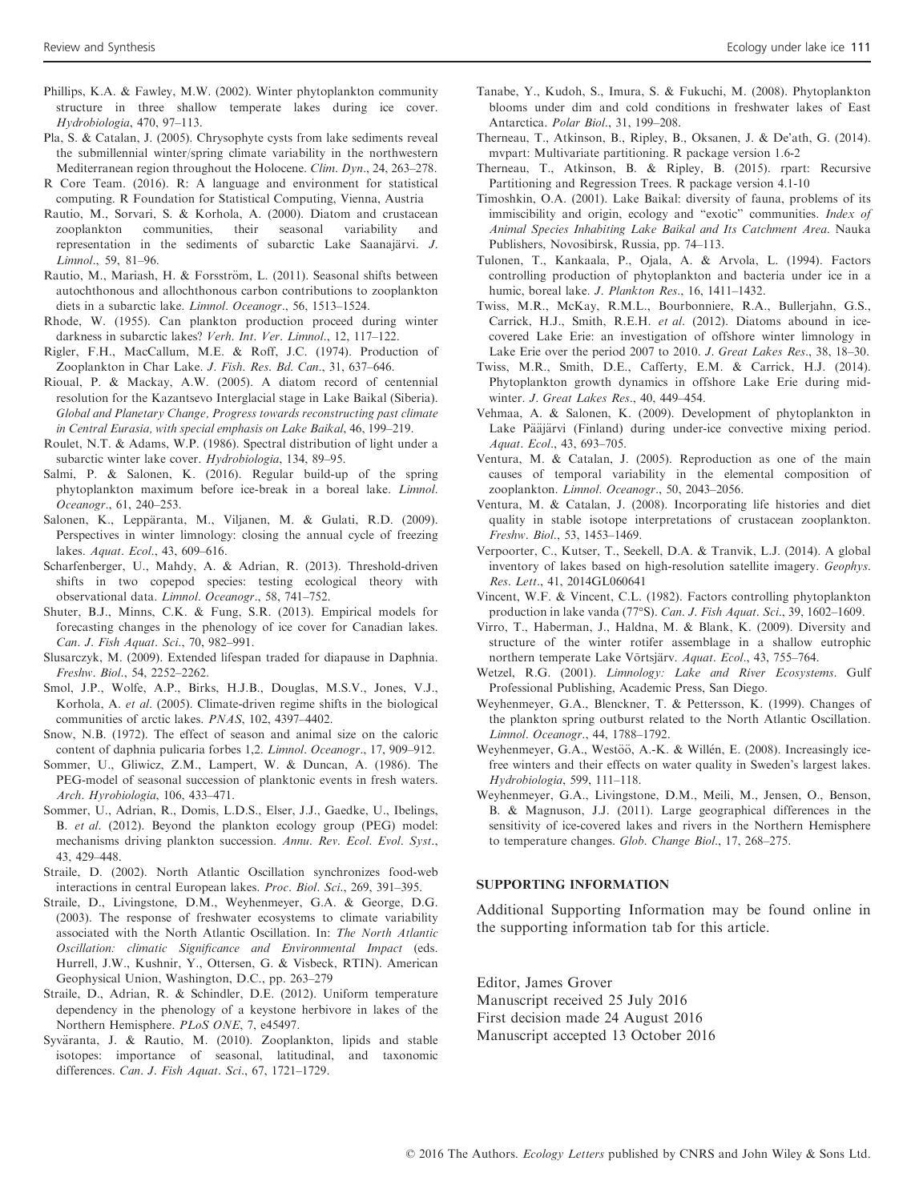Phillips, K.A. & Fawley, M.W. (2002). Winter phytoplankton community structure in three shallow temperate lakes during ice cover. *Hydrobiologia*, 470, 97–113.

Pla, S. & Catalan, J. (2005). Chrysophyte cysts from lake sediments reveal the submillennial winter/spring climate variability in the northwestern Mediterranean region throughout the Holocene. *Clim. Dyn*., 24, 263–278.

R Core Team. (2016). R: A language and environment for statistical computing. R Foundation for Statistical Computing, Vienna, Austria

Rautio, M., Sorvari, S. & Korhola, A. (2000). Diatom and crustacean zooplankton communities, their seasonal variability and representation in the sediments of subarctic Lake Saanajärvi. *J. Limnol*., 59, 81–96.

Rautio, M., Mariash, H. & Forsström, L. (2011). Seasonal shifts between autochthonous and allochthonous carbon contributions to zooplankton diets in a subarctic lake. *Limnol. Oceanogr*., 56, 1513–1524.

Rhode, W. (1955). Can plankton production proceed during winter darkness in subarctic lakes? *Verh. Int. Ver. Limnol*., 12, 117–122.

Rigler, F.H., MacCallum, M.E. & Roff, J.C. (1974). Production of Zooplankton in Char Lake. *J. Fish. Res. Bd. Can*., 31, 637–646.

Rioual, P. & Mackay, A.W. (2005). A diatom record of centennial resolution for the Kazantsevo Interglacial stage in Lake Baikal (Siberia). *Global and Planetary Change, Progress towards reconstructing past climate in Central Eurasia, with special emphasis on Lake Baikal*, 46, 199–219.

Roulet, N.T. & Adams, W.P. (1986). Spectral distribution of light under a subarctic winter lake cover. *Hydrobiologia*, 134, 89–95.

Salmi, P. & Salonen, K. (2016). Regular build-up of the spring phytoplankton maximum before ice-break in a boreal lake. *Limnol. Oceanogr*., 61, 240–253.

Salonen, K., Leppäranta, M., Viljanen, M. & Gulati, R.D. (2009). Perspectives in winter limnology: closing the annual cycle of freezing lakes. *Aquat. Ecol*., 43, 609–616.

Scharfenberger, U., Mahdy, A. & Adrian, R. (2013). Threshold-driven shifts in two copepod species: testing ecological theory with observational data. *Limnol. Oceanogr*., 58, 741–752.

Shuter, B.J., Minns, C.K. & Fung, S.R. (2013). Empirical models for forecasting changes in the phenology of ice cover for Canadian lakes. *Can. J. Fish Aquat. Sci*., 70, 982–991.

Slusarczyk, M. (2009). Extended lifespan traded for diapause in Daphnia. *Freshw. Biol*., 54, 2252–2262.

Smol, J.P., Wolfe, A.P., Birks, H.J.B., Douglas, M.S.V., Jones, V.J., Korhola, A. *et al*. (2005). Climate-driven regime shifts in the biological communities of arctic lakes. *PNAS*, 102, 4397–4402.

Snow, N.B. (1972). The effect of season and animal size on the caloric content of daphnia pulicaria forbes 1,2. *Limnol. Oceanogr*., 17, 909–912.

Sommer, U., Gliwicz, Z.M., Lampert, W. & Duncan, A. (1986). The PEG-model of seasonal succession of planktonic events in fresh waters. *Arch. Hyrobiologia*, 106, 433–471.

Sommer, U., Adrian, R., Domis, L.D.S., Elser, J.J., Gaedke, U., Ibelings, B. *et al*. (2012). Beyond the plankton ecology group (PEG) model: mechanisms driving plankton succession. *Annu. Rev. Ecol. Evol. Syst*., 43, 429–448.

Straile, D. (2002). North Atlantic Oscillation synchronizes food-web interactions in central European lakes. *Proc. Biol. Sci*., 269, 391–395.

Straile, D., Livingstone, D.M., Weyhenmeyer, G.A. & George, D.G. (2003). The response of freshwater ecosystems to climate variability associated with the North Atlantic Oscillation. In: *The North Atlantic Oscillation: climatic Significance and Environmental Impact* (eds. Hurrell, J.W., Kushnir, Y., Ottersen, G. & Visbeck, RTIN). American Geophysical Union, Washington, D.C., pp. 263–279

Straile, D., Adrian, R. & Schindler, D.E. (2012). Uniform temperature dependency in the phenology of a keystone herbivore in lakes of the Northern Hemisphere. *PLoS ONE*, 7, e45497.

Syväranta, J. & Rautio, M. (2010). Zooplankton, lipids and stable isotopes: importance of seasonal, latitudinal, and taxonomic differences. *Can. J. Fish Aquat. Sci*., 67, 1721–1729.

Tanabe, Y., Kudoh, S., Imura, S. & Fukuchi, M. (2008). Phytoplankton blooms under dim and cold conditions in freshwater lakes of East Antarctica. *Polar Biol*., 31, 199–208.

Therneau, T., Atkinson, B., Ripley, B., Oksanen, J. & De'ath, G. (2014). mvpart: Multivariate partitioning. R package version 1.6-2

Therneau, T., Atkinson, B. & Ripley, B. (2015). rpart: Recursive Partitioning and Regression Trees. R package version 4.1-10

Timoshkin, O.A. (2001). Lake Baikal: diversity of fauna, problems of its immiscibility and origin, ecology and "exotic" communities. *Index of Animal Species Inhabiting Lake Baikal and Its Catchment Area*. Nauka Publishers, Novosibirsk, Russia, pp. 74–113.

Tulonen, T., Kankaala, P., Ojala, A. & Arvola, L. (1994). Factors controlling production of phytoplankton and bacteria under ice in a humic, boreal lake. *J. Plankton Res*., 16, 1411–1432.

Twiss, M.R., McKay, R.M.L., Bourbonniere, R.A., Bullerjahn, G.S., Carrick, H.J., Smith, R.E.H. *et al*. (2012). Diatoms abound in ice-covered Lake Erie: an investigation of offshore winter limnology in Lake Erie over the period 2007 to 2010. *J. Great Lakes Res*., 38, 18–30.

Twiss, M.R., Smith, D.E., Cafferty, E.M. & Carrick, H.J. (2014). Phytoplankton growth dynamics in offshore Lake Erie during mid-winter. *J. Great Lakes Res*., 40, 449–454.

Vehmaa, A. & Salonen, K. (2009). Development of phytoplankton in Lake Pääjärvi (Finland) during under-ice convective mixing period. *Aquat. Ecol*., 43, 693–705.

Ventura, M. & Catalan, J. (2005). Reproduction as one of the main causes of temporal variability in the elemental composition of zooplankton. *Limnol. Oceanogr*., 50, 2043–2056.

Ventura, M. & Catalan, J. (2008). Incorporating life histories and diet quality in stable isotope interpretations of crustacean zooplankton. *Freshw. Biol*., 53, 1453–1469.

Verpoorter, C., Kutser, T., Seekell, D.A. & Tranvik, L.J. (2014). A global inventory of lakes based on high-resolution satellite imagery. *Geophys. Res. Lett*., 41, 2014GL060641

Vincent, W.F. & Vincent, C.L. (1982). Factors controlling phytoplankton production in lake vanda (77°S). *Can. J. Fish Aquat. Sci*., 39, 1602–1609.

Virro, T., Haberman, J., Haldna, M. & Blank, K. (2009). Diversity and structure of the winter rotifer assemblage in a shallow eutrophic northern temperate Lake Võrtsjärv. *Aquat. Ecol*., 43, 755–764.

Wetzel, R.G. (2001). *Limnology: Lake and River Ecosystems*. Gulf Professional Publishing, Academic Press, San Diego.

Weyhenmeyer, G.A., Blenckner, T. & Pettersson, K. (1999). Changes of the plankton spring outburst related to the North Atlantic Oscillation. *Limnol. Oceanogr*., 44, 1788–1792.

Weyhenmeyer, G.A., Westöö, A.-K. & Willén, E. (2008). Increasingly ice-free winters and their effects on water quality in Sweden's largest lakes. *Hydrobiologia*, 599, 111–118.

Weyhenmeyer, G.A., Livingstone, D.M., Meili, M., Jensen, O., Benson, B. & Magnuson, J.J. (2011). Large geographical differences in the sensitivity of ice-covered lakes and rivers in the Northern Hemisphere to temperature changes. *Glob. Change Biol*., 17, 268–275.

## SUPPORTING INFORMATION

Additional Supporting Information may be found online in the supporting information tab for this article.

Editor, James Grover
Manuscript received 25 July 2016
First decision made 24 August 2016
Manuscript accepted 13 October 2016